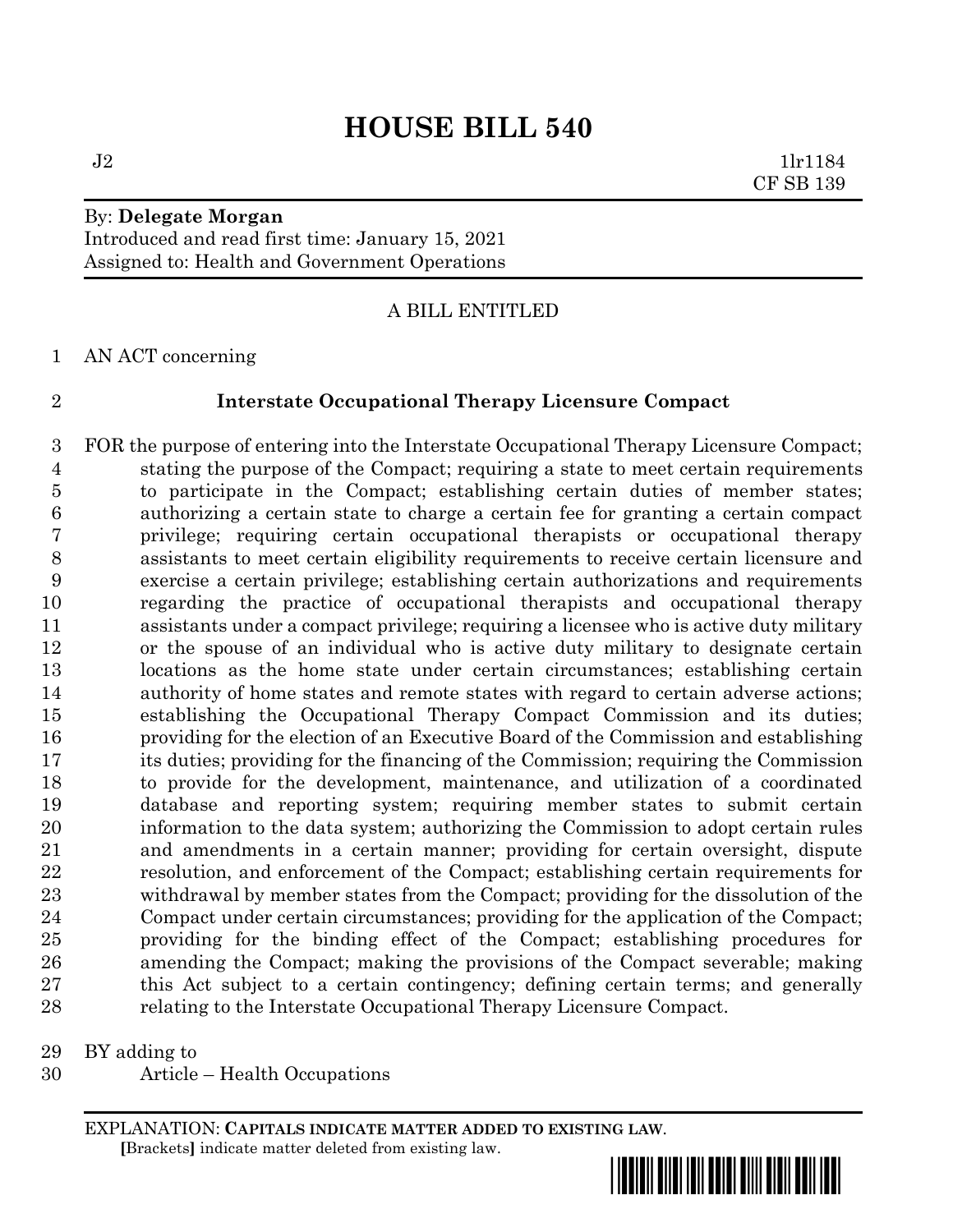# HOUSE BILL 540

J2 1lr1184
CF SB 139

By: **Delegate Morgan**
Introduced and read first time: January 15, 2021
Assigned to: Health and Government Operations

A BILL ENTITLED

AN ACT concerning

**Interstate Occupational Therapy Licensure Compact**

FOR the purpose of entering into the Interstate Occupational Therapy Licensure Compact; stating the purpose of the Compact; requiring a state to meet certain requirements to participate in the Compact; establishing certain duties of member states; authorizing a certain state to charge a certain fee for granting a certain compact privilege; requiring certain occupational therapists or occupational therapy assistants to meet certain eligibility requirements to receive certain licensure and exercise a certain privilege; establishing certain authorizations and requirements regarding the practice of occupational therapists and occupational therapy assistants under a compact privilege; requiring a licensee who is active duty military or the spouse of an individual who is active duty military to designate certain locations as the home state under certain circumstances; establishing certain authority of home states and remote states with regard to certain adverse actions; establishing the Occupational Therapy Compact Commission and its duties; providing for the election of an Executive Board of the Commission and establishing its duties; providing for the financing of the Commission; requiring the Commission to provide for the development, maintenance, and utilization of a coordinated database and reporting system; requiring member states to submit certain information to the data system; authorizing the Commission to adopt certain rules and amendments in a certain manner; providing for certain oversight, dispute resolution, and enforcement of the Compact; establishing certain requirements for withdrawal by member states from the Compact; providing for the dissolution of the Compact under certain circumstances; providing for the application of the Compact; providing for the binding effect of the Compact; establishing procedures for amending the Compact; making the provisions of the Compact severable; making this Act subject to a certain contingency; defining certain terms; and generally relating to the Interstate Occupational Therapy Licensure Compact.

BY adding to
Article – Health Occupations

EXPLANATION: **CAPITALS INDICATE MATTER ADDED TO EXISTING LAW**.
**[**Brackets**]** indicate matter deleted from existing law.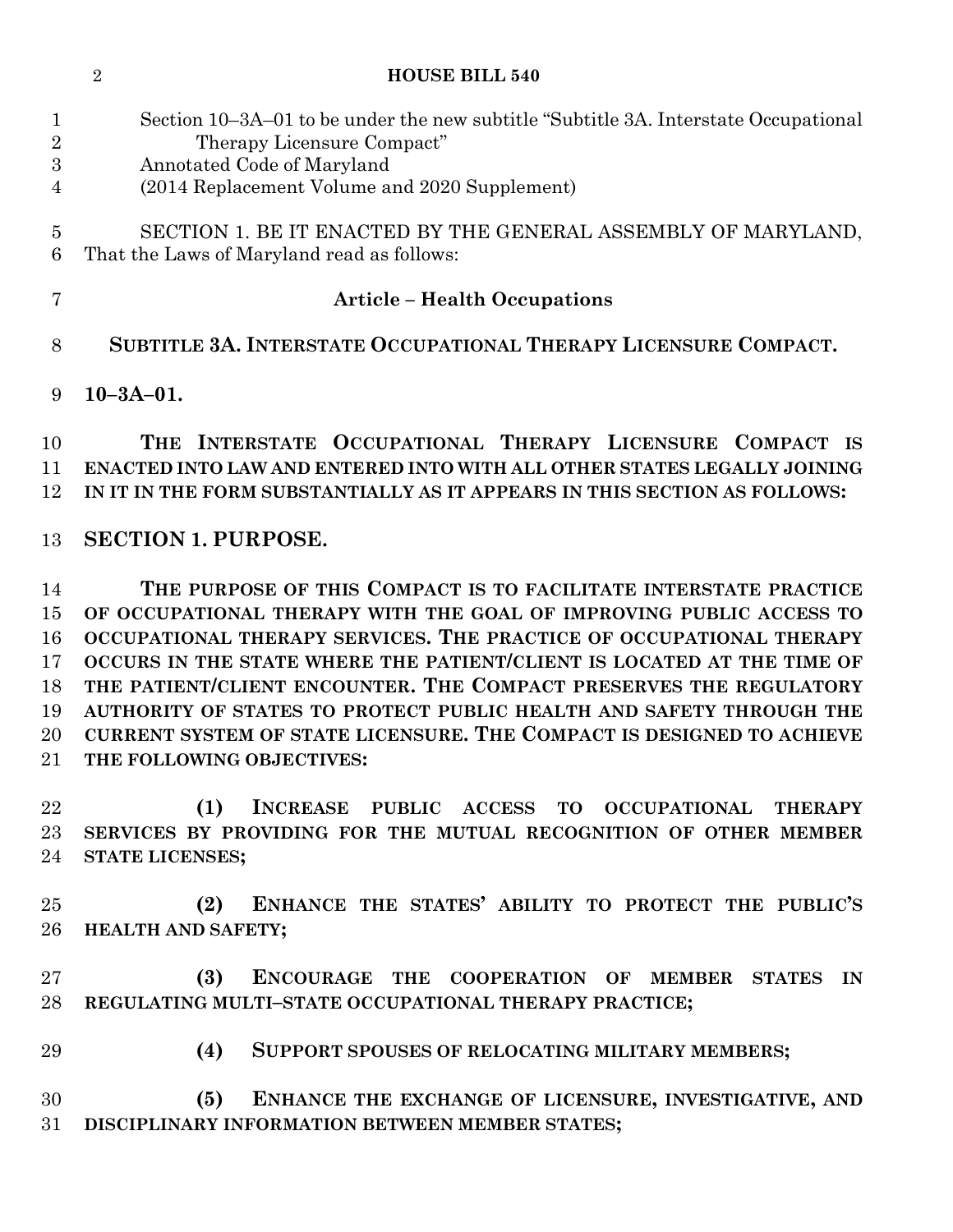Section 10–3A–01 to be under the new subtitle "Subtitle 3A. Interstate Occupational Therapy Licensure Compact"
Annotated Code of Maryland
(2014 Replacement Volume and 2020 Supplement)

SECTION 1. BE IT ENACTED BY THE GENERAL ASSEMBLY OF MARYLAND, That the Laws of Maryland read as follows:

**Article – Health Occupations**

**SUBTITLE 3A. INTERSTATE OCCUPATIONAL THERAPY LICENSURE COMPACT.**

**10–3A–01.**

**THE INTERSTATE OCCUPATIONAL THERAPY LICENSURE COMPACT IS ENACTED INTO LAW AND ENTERED INTO WITH ALL OTHER STATES LEGALLY JOINING IN IT IN THE FORM SUBSTANTIALLY AS IT APPEARS IN THIS SECTION AS FOLLOWS:**

**SECTION 1. PURPOSE.**

**THE PURPOSE OF THIS COMPACT IS TO FACILITATE INTERSTATE PRACTICE OF OCCUPATIONAL THERAPY WITH THE GOAL OF IMPROVING PUBLIC ACCESS TO OCCUPATIONAL THERAPY SERVICES. THE PRACTICE OF OCCUPATIONAL THERAPY OCCURS IN THE STATE WHERE THE PATIENT/CLIENT IS LOCATED AT THE TIME OF THE PATIENT/CLIENT ENCOUNTER. THE COMPACT PRESERVES THE REGULATORY AUTHORITY OF STATES TO PROTECT PUBLIC HEALTH AND SAFETY THROUGH THE CURRENT SYSTEM OF STATE LICENSURE. THE COMPACT IS DESIGNED TO ACHIEVE THE FOLLOWING OBJECTIVES:**

**(1) INCREASE PUBLIC ACCESS TO OCCUPATIONAL THERAPY SERVICES BY PROVIDING FOR THE MUTUAL RECOGNITION OF OTHER MEMBER STATE LICENSES;**

**(2) ENHANCE THE STATES' ABILITY TO PROTECT THE PUBLIC'S HEALTH AND SAFETY;**

**(3) ENCOURAGE THE COOPERATION OF MEMBER STATES IN REGULATING MULTI–STATE OCCUPATIONAL THERAPY PRACTICE;**

**(4) SUPPORT SPOUSES OF RELOCATING MILITARY MEMBERS;**

**(5) ENHANCE THE EXCHANGE OF LICENSURE, INVESTIGATIVE, AND DISCIPLINARY INFORMATION BETWEEN MEMBER STATES;**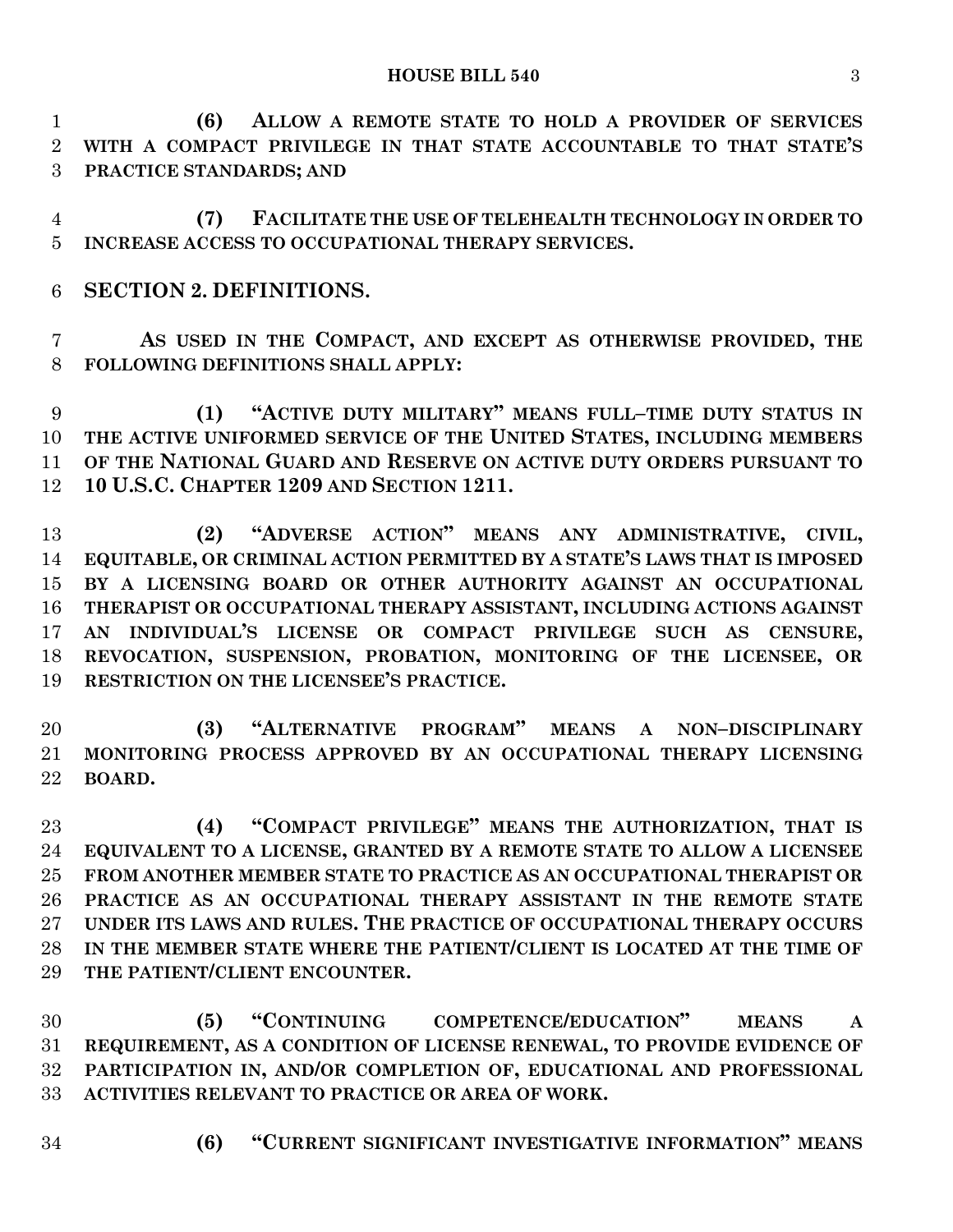**(6) ALLOW A REMOTE STATE TO HOLD A PROVIDER OF SERVICES WITH A COMPACT PRIVILEGE IN THAT STATE ACCOUNTABLE TO THAT STATE'S PRACTICE STANDARDS; AND**

**(7) FACILITATE THE USE OF TELEHEALTH TECHNOLOGY IN ORDER TO INCREASE ACCESS TO OCCUPATIONAL THERAPY SERVICES.**

**SECTION 2. DEFINITIONS.**

**AS USED IN THE COMPACT, AND EXCEPT AS OTHERWISE PROVIDED, THE FOLLOWING DEFINITIONS SHALL APPLY:**

**(1) "ACTIVE DUTY MILITARY" MEANS FULL–TIME DUTY STATUS IN THE ACTIVE UNIFORMED SERVICE OF THE UNITED STATES, INCLUDING MEMBERS OF THE NATIONAL GUARD AND RESERVE ON ACTIVE DUTY ORDERS PURSUANT TO 10 U.S.C. CHAPTER 1209 AND SECTION 1211.**

**(2) "ADVERSE ACTION" MEANS ANY ADMINISTRATIVE, CIVIL, EQUITABLE, OR CRIMINAL ACTION PERMITTED BY A STATE'S LAWS THAT IS IMPOSED BY A LICENSING BOARD OR OTHER AUTHORITY AGAINST AN OCCUPATIONAL THERAPIST OR OCCUPATIONAL THERAPY ASSISTANT, INCLUDING ACTIONS AGAINST AN INDIVIDUAL'S LICENSE OR COMPACT PRIVILEGE SUCH AS CENSURE, REVOCATION, SUSPENSION, PROBATION, MONITORING OF THE LICENSEE, OR RESTRICTION ON THE LICENSEE'S PRACTICE.**

**(3) "ALTERNATIVE PROGRAM" MEANS A NON–DISCIPLINARY MONITORING PROCESS APPROVED BY AN OCCUPATIONAL THERAPY LICENSING BOARD.**

**(4) "COMPACT PRIVILEGE" MEANS THE AUTHORIZATION, THAT IS EQUIVALENT TO A LICENSE, GRANTED BY A REMOTE STATE TO ALLOW A LICENSEE FROM ANOTHER MEMBER STATE TO PRACTICE AS AN OCCUPATIONAL THERAPIST OR PRACTICE AS AN OCCUPATIONAL THERAPY ASSISTANT IN THE REMOTE STATE UNDER ITS LAWS AND RULES. THE PRACTICE OF OCCUPATIONAL THERAPY OCCURS IN THE MEMBER STATE WHERE THE PATIENT/CLIENT IS LOCATED AT THE TIME OF THE PATIENT/CLIENT ENCOUNTER.**

**(5) "CONTINUING COMPETENCE/EDUCATION" MEANS A REQUIREMENT, AS A CONDITION OF LICENSE RENEWAL, TO PROVIDE EVIDENCE OF PARTICIPATION IN, AND/OR COMPLETION OF, EDUCATIONAL AND PROFESSIONAL ACTIVITIES RELEVANT TO PRACTICE OR AREA OF WORK.**

**(6) "CURRENT SIGNIFICANT INVESTIGATIVE INFORMATION" MEANS**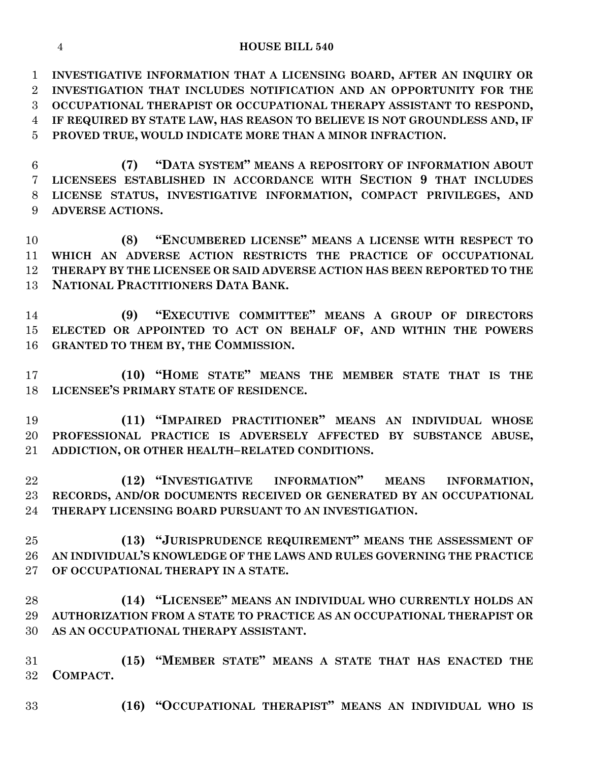**INVESTIGATIVE INFORMATION THAT A LICENSING BOARD, AFTER AN INQUIRY OR INVESTIGATION THAT INCLUDES NOTIFICATION AND AN OPPORTUNITY FOR THE OCCUPATIONAL THERAPIST OR OCCUPATIONAL THERAPY ASSISTANT TO RESPOND, IF REQUIRED BY STATE LAW, HAS REASON TO BELIEVE IS NOT GROUNDLESS AND, IF PROVED TRUE, WOULD INDICATE MORE THAN A MINOR INFRACTION.**

**(7) "DATA SYSTEM" MEANS A REPOSITORY OF INFORMATION ABOUT LICENSEES ESTABLISHED IN ACCORDANCE WITH SECTION 9 THAT INCLUDES LICENSE STATUS, INVESTIGATIVE INFORMATION, COMPACT PRIVILEGES, AND ADVERSE ACTIONS.**

**(8) "ENCUMBERED LICENSE" MEANS A LICENSE WITH RESPECT TO WHICH AN ADVERSE ACTION RESTRICTS THE PRACTICE OF OCCUPATIONAL THERAPY BY THE LICENSEE OR SAID ADVERSE ACTION HAS BEEN REPORTED TO THE NATIONAL PRACTITIONERS DATA BANK.**

**(9) "EXECUTIVE COMMITTEE" MEANS A GROUP OF DIRECTORS ELECTED OR APPOINTED TO ACT ON BEHALF OF, AND WITHIN THE POWERS GRANTED TO THEM BY, THE COMMISSION.**

**(10) "HOME STATE" MEANS THE MEMBER STATE THAT IS THE LICENSEE'S PRIMARY STATE OF RESIDENCE.**

**(11) "IMPAIRED PRACTITIONER" MEANS AN INDIVIDUAL WHOSE PROFESSIONAL PRACTICE IS ADVERSELY AFFECTED BY SUBSTANCE ABUSE, ADDICTION, OR OTHER HEALTH–RELATED CONDITIONS.**

**(12) "INVESTIGATIVE INFORMATION" MEANS INFORMATION, RECORDS, AND/OR DOCUMENTS RECEIVED OR GENERATED BY AN OCCUPATIONAL THERAPY LICENSING BOARD PURSUANT TO AN INVESTIGATION.**

**(13) "JURISPRUDENCE REQUIREMENT" MEANS THE ASSESSMENT OF AN INDIVIDUAL'S KNOWLEDGE OF THE LAWS AND RULES GOVERNING THE PRACTICE OF OCCUPATIONAL THERAPY IN A STATE.**

**(14) "LICENSEE" MEANS AN INDIVIDUAL WHO CURRENTLY HOLDS AN AUTHORIZATION FROM A STATE TO PRACTICE AS AN OCCUPATIONAL THERAPIST OR AS AN OCCUPATIONAL THERAPY ASSISTANT.**

**(15) "MEMBER STATE" MEANS A STATE THAT HAS ENACTED THE COMPACT.**

**(16) "OCCUPATIONAL THERAPIST" MEANS AN INDIVIDUAL WHO IS**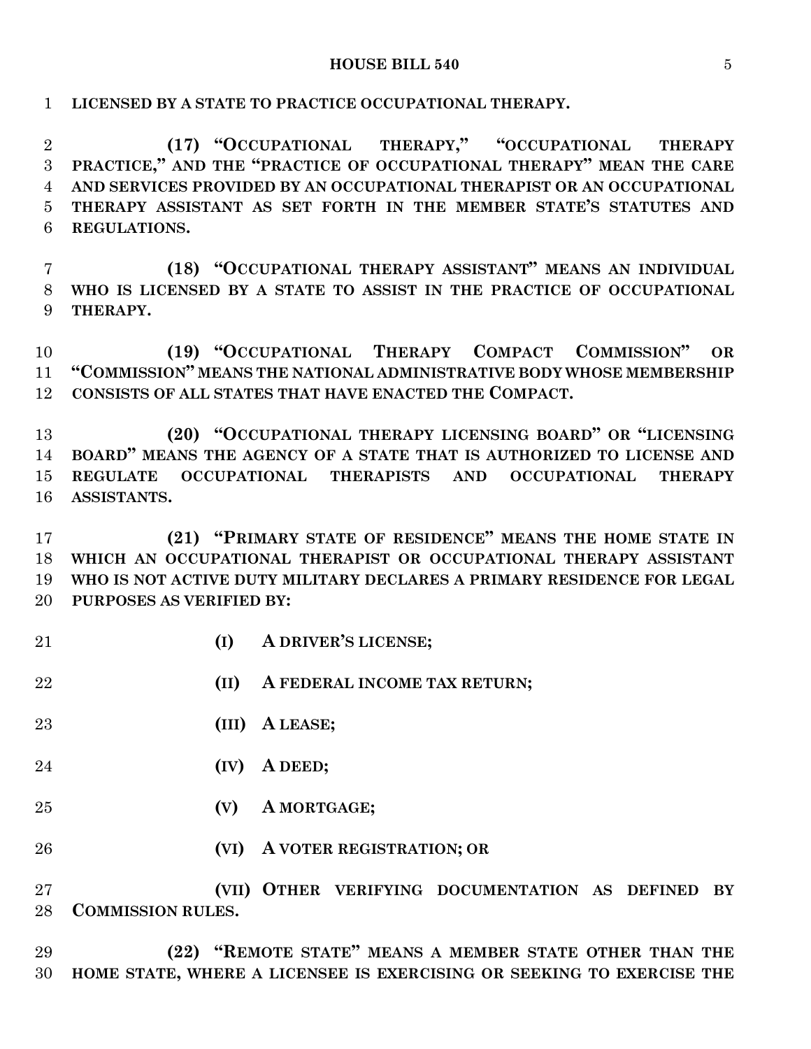**LICENSED BY A STATE TO PRACTICE OCCUPATIONAL THERAPY.**

**(17) "OCCUPATIONAL THERAPY," "OCCUPATIONAL THERAPY PRACTICE," AND THE "PRACTICE OF OCCUPATIONAL THERAPY" MEAN THE CARE AND SERVICES PROVIDED BY AN OCCUPATIONAL THERAPIST OR AN OCCUPATIONAL THERAPY ASSISTANT AS SET FORTH IN THE MEMBER STATE'S STATUTES AND REGULATIONS.**

**(18) "OCCUPATIONAL THERAPY ASSISTANT" MEANS AN INDIVIDUAL WHO IS LICENSED BY A STATE TO ASSIST IN THE PRACTICE OF OCCUPATIONAL THERAPY.**

**(19) "OCCUPATIONAL THERAPY COMPACT COMMISSION" OR "COMMISSION" MEANS THE NATIONAL ADMINISTRATIVE BODY WHOSE MEMBERSHIP CONSISTS OF ALL STATES THAT HAVE ENACTED THE COMPACT.**

**(20) "OCCUPATIONAL THERAPY LICENSING BOARD" OR "LICENSING BOARD" MEANS THE AGENCY OF A STATE THAT IS AUTHORIZED TO LICENSE AND REGULATE OCCUPATIONAL THERAPISTS AND OCCUPATIONAL THERAPY ASSISTANTS.**

**(21) "PRIMARY STATE OF RESIDENCE" MEANS THE HOME STATE IN WHICH AN OCCUPATIONAL THERAPIST OR OCCUPATIONAL THERAPY ASSISTANT WHO IS NOT ACTIVE DUTY MILITARY DECLARES A PRIMARY RESIDENCE FOR LEGAL PURPOSES AS VERIFIED BY:**

**(I) A DRIVER'S LICENSE;**

**(II) A FEDERAL INCOME TAX RETURN;**

**(III) A LEASE;**

**(IV) A DEED;**

**(V) A MORTGAGE;**

**(VI) A VOTER REGISTRATION; OR**

**(VII) OTHER VERIFYING DOCUMENTATION AS DEFINED BY COMMISSION RULES.**

**(22) "REMOTE STATE" MEANS A MEMBER STATE OTHER THAN THE HOME STATE, WHERE A LICENSEE IS EXERCISING OR SEEKING TO EXERCISE THE**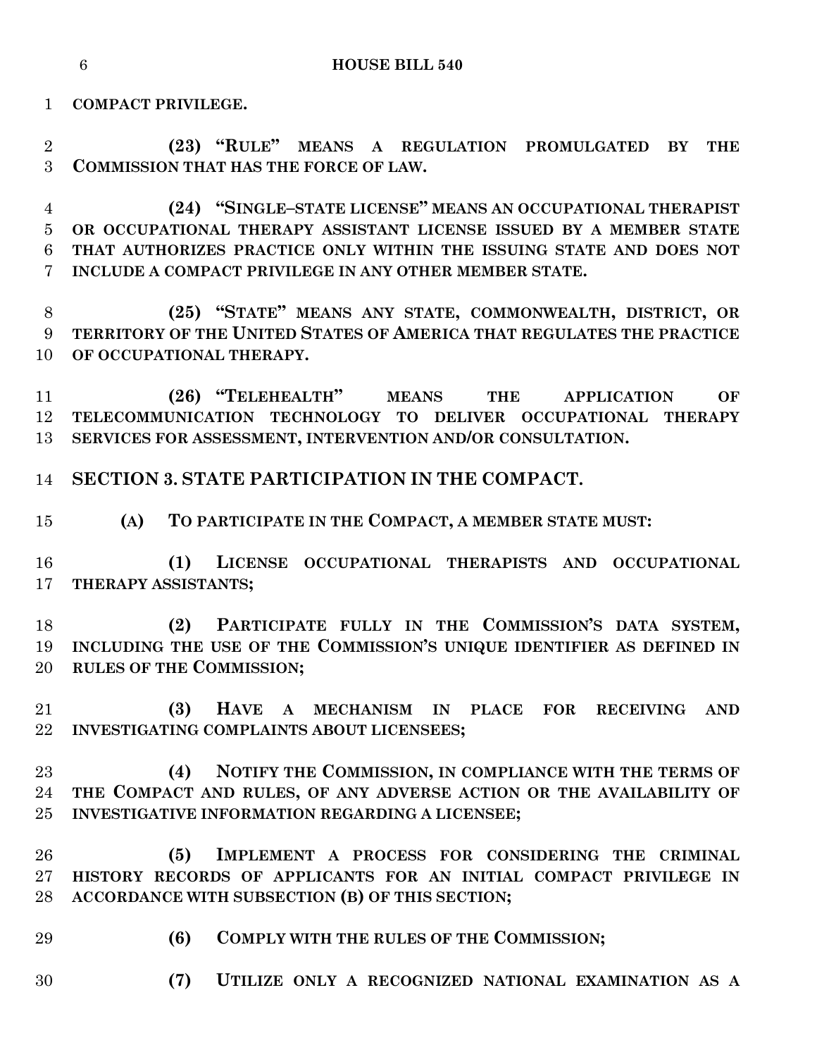**COMPACT PRIVILEGE.**

**(23) "RULE" MEANS A REGULATION PROMULGATED BY THE COMMISSION THAT HAS THE FORCE OF LAW.**

**(24) "SINGLE–STATE LICENSE" MEANS AN OCCUPATIONAL THERAPIST OR OCCUPATIONAL THERAPY ASSISTANT LICENSE ISSUED BY A MEMBER STATE THAT AUTHORIZES PRACTICE ONLY WITHIN THE ISSUING STATE AND DOES NOT INCLUDE A COMPACT PRIVILEGE IN ANY OTHER MEMBER STATE.**

**(25) "STATE" MEANS ANY STATE, COMMONWEALTH, DISTRICT, OR TERRITORY OF THE UNITED STATES OF AMERICA THAT REGULATES THE PRACTICE OF OCCUPATIONAL THERAPY.**

**(26) "TELEHEALTH" MEANS THE APPLICATION OF TELECOMMUNICATION TECHNOLOGY TO DELIVER OCCUPATIONAL THERAPY SERVICES FOR ASSESSMENT, INTERVENTION AND/OR CONSULTATION.**

## SECTION 3. STATE PARTICIPATION IN THE COMPACT.

**(A) TO PARTICIPATE IN THE COMPACT, A MEMBER STATE MUST:**

**(1) LICENSE OCCUPATIONAL THERAPISTS AND OCCUPATIONAL THERAPY ASSISTANTS;**

**(2) PARTICIPATE FULLY IN THE COMMISSION'S DATA SYSTEM, INCLUDING THE USE OF THE COMMISSION'S UNIQUE IDENTIFIER AS DEFINED IN RULES OF THE COMMISSION;**

**(3) HAVE A MECHANISM IN PLACE FOR RECEIVING AND INVESTIGATING COMPLAINTS ABOUT LICENSEES;**

**(4) NOTIFY THE COMMISSION, IN COMPLIANCE WITH THE TERMS OF THE COMPACT AND RULES, OF ANY ADVERSE ACTION OR THE AVAILABILITY OF INVESTIGATIVE INFORMATION REGARDING A LICENSEE;**

**(5) IMPLEMENT A PROCESS FOR CONSIDERING THE CRIMINAL HISTORY RECORDS OF APPLICANTS FOR AN INITIAL COMPACT PRIVILEGE IN ACCORDANCE WITH SUBSECTION (B) OF THIS SECTION;**

**(6) COMPLY WITH THE RULES OF THE COMMISSION;**

**(7) UTILIZE ONLY A RECOGNIZED NATIONAL EXAMINATION AS A**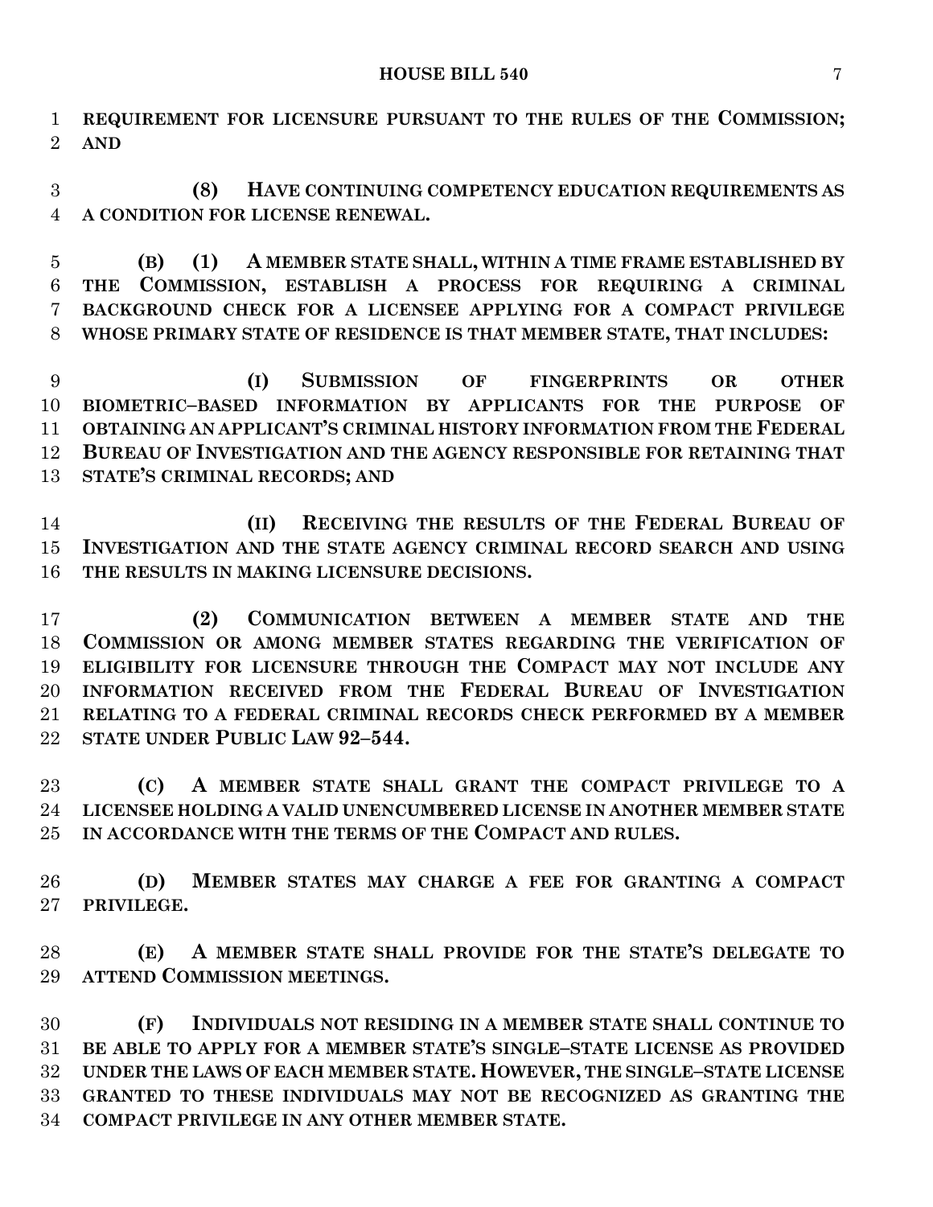**REQUIREMENT FOR LICENSURE PURSUANT TO THE RULES OF THE COMMISSION; AND**

**(8) HAVE CONTINUING COMPETENCY EDUCATION REQUIREMENTS AS A CONDITION FOR LICENSE RENEWAL.**

**(B) (1) A MEMBER STATE SHALL, WITHIN A TIME FRAME ESTABLISHED BY THE COMMISSION, ESTABLISH A PROCESS FOR REQUIRING A CRIMINAL BACKGROUND CHECK FOR A LICENSEE APPLYING FOR A COMPACT PRIVILEGE WHOSE PRIMARY STATE OF RESIDENCE IS THAT MEMBER STATE, THAT INCLUDES:**

**(I) SUBMISSION OF FINGERPRINTS OR OTHER BIOMETRIC–BASED INFORMATION BY APPLICANTS FOR THE PURPOSE OF OBTAINING AN APPLICANT'S CRIMINAL HISTORY INFORMATION FROM THE FEDERAL BUREAU OF INVESTIGATION AND THE AGENCY RESPONSIBLE FOR RETAINING THAT STATE'S CRIMINAL RECORDS; AND**

**(II) RECEIVING THE RESULTS OF THE FEDERAL BUREAU OF INVESTIGATION AND THE STATE AGENCY CRIMINAL RECORD SEARCH AND USING THE RESULTS IN MAKING LICENSURE DECISIONS.**

**(2) COMMUNICATION BETWEEN A MEMBER STATE AND THE COMMISSION OR AMONG MEMBER STATES REGARDING THE VERIFICATION OF ELIGIBILITY FOR LICENSURE THROUGH THE COMPACT MAY NOT INCLUDE ANY INFORMATION RECEIVED FROM THE FEDERAL BUREAU OF INVESTIGATION RELATING TO A FEDERAL CRIMINAL RECORDS CHECK PERFORMED BY A MEMBER STATE UNDER PUBLIC LAW 92–544.**

**(C) A MEMBER STATE SHALL GRANT THE COMPACT PRIVILEGE TO A LICENSEE HOLDING A VALID UNENCUMBERED LICENSE IN ANOTHER MEMBER STATE IN ACCORDANCE WITH THE TERMS OF THE COMPACT AND RULES.**

**(D) MEMBER STATES MAY CHARGE A FEE FOR GRANTING A COMPACT PRIVILEGE.**

**(E) A MEMBER STATE SHALL PROVIDE FOR THE STATE'S DELEGATE TO ATTEND COMMISSION MEETINGS.**

**(F) INDIVIDUALS NOT RESIDING IN A MEMBER STATE SHALL CONTINUE TO BE ABLE TO APPLY FOR A MEMBER STATE'S SINGLE–STATE LICENSE AS PROVIDED UNDER THE LAWS OF EACH MEMBER STATE. HOWEVER, THE SINGLE–STATE LICENSE GRANTED TO THESE INDIVIDUALS MAY NOT BE RECOGNIZED AS GRANTING THE COMPACT PRIVILEGE IN ANY OTHER MEMBER STATE.**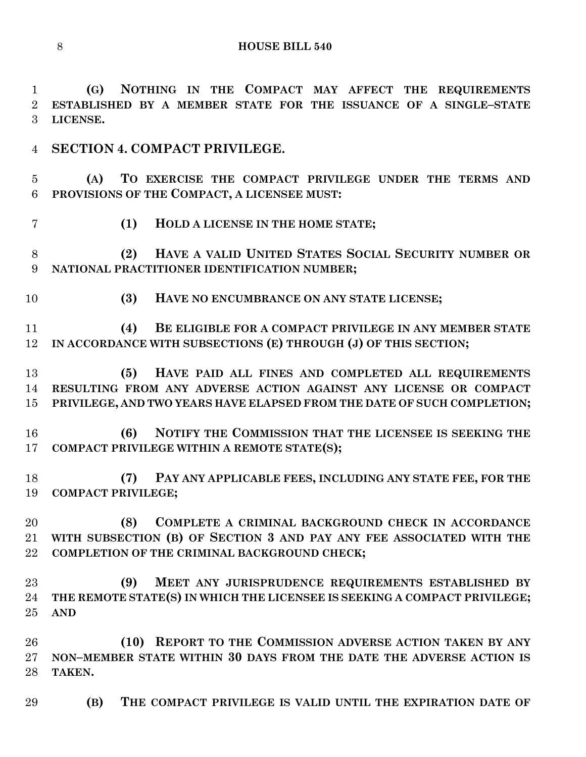**(G) NOTHING IN THE COMPACT MAY AFFECT THE REQUIREMENTS ESTABLISHED BY A MEMBER STATE FOR THE ISSUANCE OF A SINGLE–STATE LICENSE.**

## SECTION 4. COMPACT PRIVILEGE.

**(A) TO EXERCISE THE COMPACT PRIVILEGE UNDER THE TERMS AND PROVISIONS OF THE COMPACT, A LICENSEE MUST:**

**(1) HOLD A LICENSE IN THE HOME STATE;**

**(2) HAVE A VALID UNITED STATES SOCIAL SECURITY NUMBER OR NATIONAL PRACTITIONER IDENTIFICATION NUMBER;**

**(3) HAVE NO ENCUMBRANCE ON ANY STATE LICENSE;**

**(4) BE ELIGIBLE FOR A COMPACT PRIVILEGE IN ANY MEMBER STATE IN ACCORDANCE WITH SUBSECTIONS (E) THROUGH (J) OF THIS SECTION;**

**(5) HAVE PAID ALL FINES AND COMPLETED ALL REQUIREMENTS RESULTING FROM ANY ADVERSE ACTION AGAINST ANY LICENSE OR COMPACT PRIVILEGE, AND TWO YEARS HAVE ELAPSED FROM THE DATE OF SUCH COMPLETION;**

**(6) NOTIFY THE COMMISSION THAT THE LICENSEE IS SEEKING THE COMPACT PRIVILEGE WITHIN A REMOTE STATE(S);**

**(7) PAY ANY APPLICABLE FEES, INCLUDING ANY STATE FEE, FOR THE COMPACT PRIVILEGE;**

**(8) COMPLETE A CRIMINAL BACKGROUND CHECK IN ACCORDANCE WITH SUBSECTION (B) OF SECTION 3 AND PAY ANY FEE ASSOCIATED WITH THE COMPLETION OF THE CRIMINAL BACKGROUND CHECK;**

**(9) MEET ANY JURISPRUDENCE REQUIREMENTS ESTABLISHED BY THE REMOTE STATE(S) IN WHICH THE LICENSEE IS SEEKING A COMPACT PRIVILEGE; AND**

**(10) REPORT TO THE COMMISSION ADVERSE ACTION TAKEN BY ANY NON–MEMBER STATE WITHIN 30 DAYS FROM THE DATE THE ADVERSE ACTION IS TAKEN.**

**(B) THE COMPACT PRIVILEGE IS VALID UNTIL THE EXPIRATION DATE OF**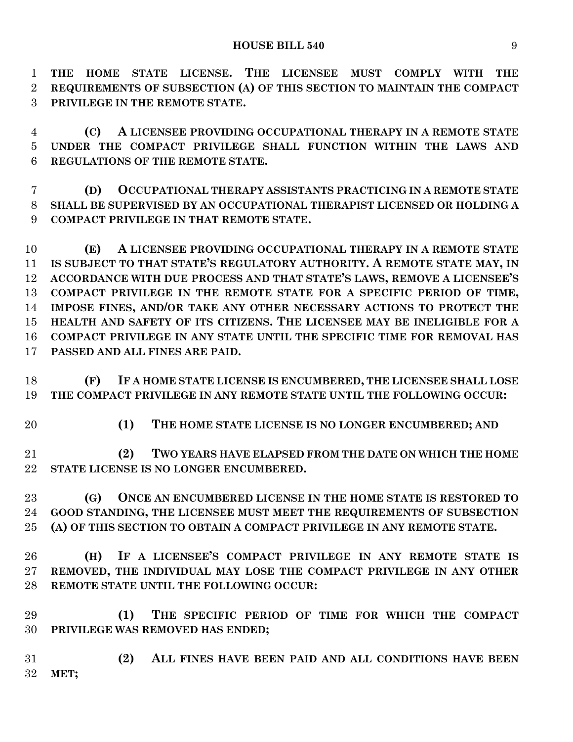**THE HOME STATE LICENSE. THE LICENSEE MUST COMPLY WITH THE REQUIREMENTS OF SUBSECTION (A) OF THIS SECTION TO MAINTAIN THE COMPACT PRIVILEGE IN THE REMOTE STATE.**

**(C) A LICENSEE PROVIDING OCCUPATIONAL THERAPY IN A REMOTE STATE UNDER THE COMPACT PRIVILEGE SHALL FUNCTION WITHIN THE LAWS AND REGULATIONS OF THE REMOTE STATE.**

**(D) OCCUPATIONAL THERAPY ASSISTANTS PRACTICING IN A REMOTE STATE SHALL BE SUPERVISED BY AN OCCUPATIONAL THERAPIST LICENSED OR HOLDING A COMPACT PRIVILEGE IN THAT REMOTE STATE.**

**(E) A LICENSEE PROVIDING OCCUPATIONAL THERAPY IN A REMOTE STATE IS SUBJECT TO THAT STATE'S REGULATORY AUTHORITY. A REMOTE STATE MAY, IN ACCORDANCE WITH DUE PROCESS AND THAT STATE'S LAWS, REMOVE A LICENSEE'S COMPACT PRIVILEGE IN THE REMOTE STATE FOR A SPECIFIC PERIOD OF TIME, IMPOSE FINES, AND/OR TAKE ANY OTHER NECESSARY ACTIONS TO PROTECT THE HEALTH AND SAFETY OF ITS CITIZENS. THE LICENSEE MAY BE INELIGIBLE FOR A COMPACT PRIVILEGE IN ANY STATE UNTIL THE SPECIFIC TIME FOR REMOVAL HAS PASSED AND ALL FINES ARE PAID.**

**(F) IF A HOME STATE LICENSE IS ENCUMBERED, THE LICENSEE SHALL LOSE THE COMPACT PRIVILEGE IN ANY REMOTE STATE UNTIL THE FOLLOWING OCCUR:**

**(1) THE HOME STATE LICENSE IS NO LONGER ENCUMBERED; AND**

**(2) TWO YEARS HAVE ELAPSED FROM THE DATE ON WHICH THE HOME STATE LICENSE IS NO LONGER ENCUMBERED.**

**(G) ONCE AN ENCUMBERED LICENSE IN THE HOME STATE IS RESTORED TO GOOD STANDING, THE LICENSEE MUST MEET THE REQUIREMENTS OF SUBSECTION (A) OF THIS SECTION TO OBTAIN A COMPACT PRIVILEGE IN ANY REMOTE STATE.**

**(H) IF A LICENSEE'S COMPACT PRIVILEGE IN ANY REMOTE STATE IS REMOVED, THE INDIVIDUAL MAY LOSE THE COMPACT PRIVILEGE IN ANY OTHER REMOTE STATE UNTIL THE FOLLOWING OCCUR:**

**(1) THE SPECIFIC PERIOD OF TIME FOR WHICH THE COMPACT PRIVILEGE WAS REMOVED HAS ENDED;**

**(2) ALL FINES HAVE BEEN PAID AND ALL CONDITIONS HAVE BEEN MET;**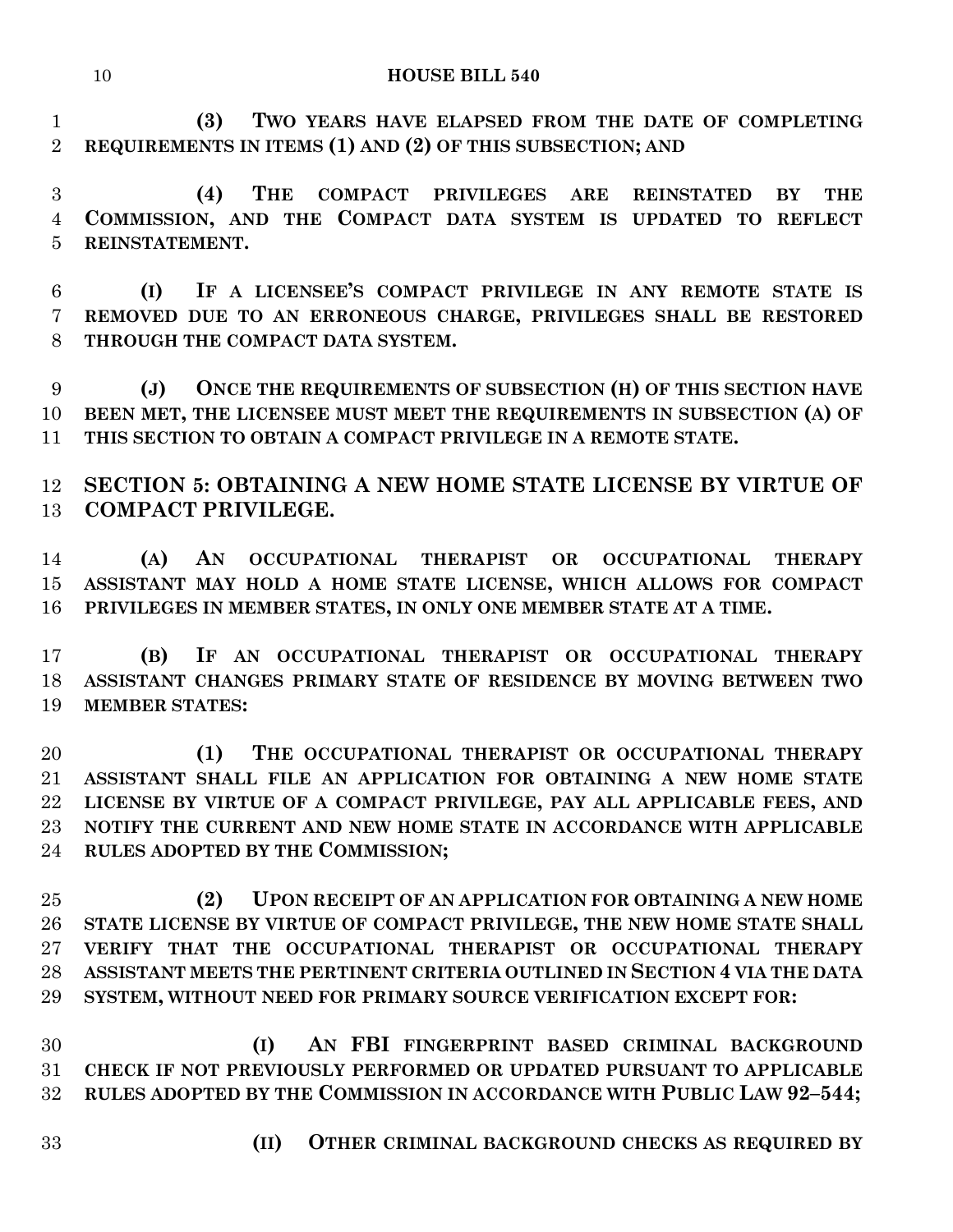**(3) TWO YEARS HAVE ELAPSED FROM THE DATE OF COMPLETING REQUIREMENTS IN ITEMS (1) AND (2) OF THIS SUBSECTION; AND**

**(4) THE COMPACT PRIVILEGES ARE REINSTATED BY THE COMMISSION, AND THE COMPACT DATA SYSTEM IS UPDATED TO REFLECT REINSTATEMENT.**

**(I) IF A LICENSEE'S COMPACT PRIVILEGE IN ANY REMOTE STATE IS REMOVED DUE TO AN ERRONEOUS CHARGE, PRIVILEGES SHALL BE RESTORED THROUGH THE COMPACT DATA SYSTEM.**

**(J) ONCE THE REQUIREMENTS OF SUBSECTION (H) OF THIS SECTION HAVE BEEN MET, THE LICENSEE MUST MEET THE REQUIREMENTS IN SUBSECTION (A) OF THIS SECTION TO OBTAIN A COMPACT PRIVILEGE IN A REMOTE STATE.**

## SECTION 5: OBTAINING A NEW HOME STATE LICENSE BY VIRTUE OF COMPACT PRIVILEGE.

**(A) AN OCCUPATIONAL THERAPIST OR OCCUPATIONAL THERAPY ASSISTANT MAY HOLD A HOME STATE LICENSE, WHICH ALLOWS FOR COMPACT PRIVILEGES IN MEMBER STATES, IN ONLY ONE MEMBER STATE AT A TIME.**

**(B) IF AN OCCUPATIONAL THERAPIST OR OCCUPATIONAL THERAPY ASSISTANT CHANGES PRIMARY STATE OF RESIDENCE BY MOVING BETWEEN TWO MEMBER STATES:**

**(1) THE OCCUPATIONAL THERAPIST OR OCCUPATIONAL THERAPY ASSISTANT SHALL FILE AN APPLICATION FOR OBTAINING A NEW HOME STATE LICENSE BY VIRTUE OF A COMPACT PRIVILEGE, PAY ALL APPLICABLE FEES, AND NOTIFY THE CURRENT AND NEW HOME STATE IN ACCORDANCE WITH APPLICABLE RULES ADOPTED BY THE COMMISSION;**

**(2) UPON RECEIPT OF AN APPLICATION FOR OBTAINING A NEW HOME STATE LICENSE BY VIRTUE OF COMPACT PRIVILEGE, THE NEW HOME STATE SHALL VERIFY THAT THE OCCUPATIONAL THERAPIST OR OCCUPATIONAL THERAPY ASSISTANT MEETS THE PERTINENT CRITERIA OUTLINED IN SECTION 4 VIA THE DATA SYSTEM, WITHOUT NEED FOR PRIMARY SOURCE VERIFICATION EXCEPT FOR:**

**(I) AN FBI FINGERPRINT BASED CRIMINAL BACKGROUND CHECK IF NOT PREVIOUSLY PERFORMED OR UPDATED PURSUANT TO APPLICABLE RULES ADOPTED BY THE COMMISSION IN ACCORDANCE WITH PUBLIC LAW 92–544;**

**(II) OTHER CRIMINAL BACKGROUND CHECKS AS REQUIRED BY**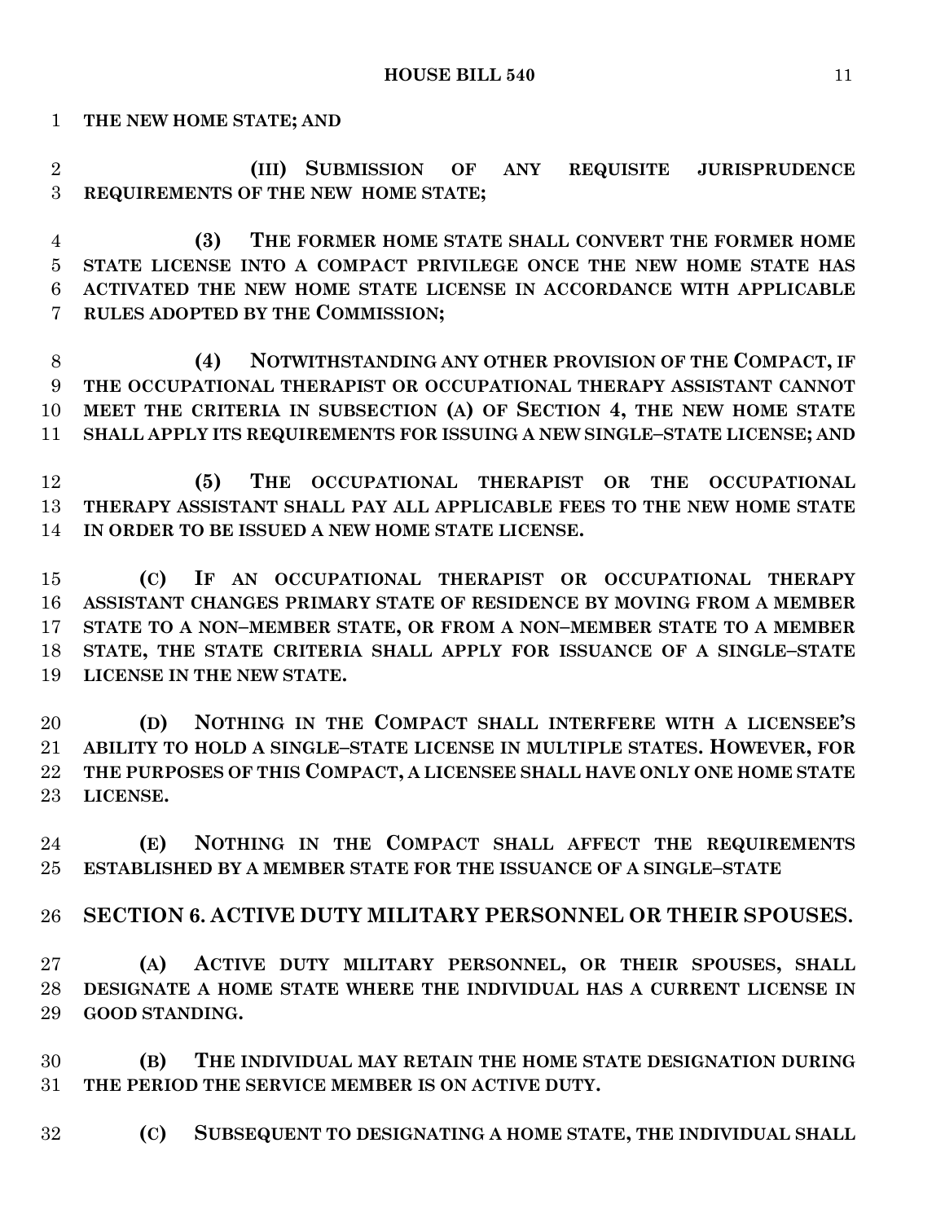**THE NEW HOME STATE; AND**

**(III) SUBMISSION OF ANY REQUISITE JURISPRUDENCE REQUIREMENTS OF THE NEW HOME STATE;**

**(3) THE FORMER HOME STATE SHALL CONVERT THE FORMER HOME STATE LICENSE INTO A COMPACT PRIVILEGE ONCE THE NEW HOME STATE HAS ACTIVATED THE NEW HOME STATE LICENSE IN ACCORDANCE WITH APPLICABLE RULES ADOPTED BY THE COMMISSION;**

**(4) NOTWITHSTANDING ANY OTHER PROVISION OF THE COMPACT, IF THE OCCUPATIONAL THERAPIST OR OCCUPATIONAL THERAPY ASSISTANT CANNOT MEET THE CRITERIA IN SUBSECTION (A) OF SECTION 4, THE NEW HOME STATE SHALL APPLY ITS REQUIREMENTS FOR ISSUING A NEW SINGLE–STATE LICENSE; AND**

**(5) THE OCCUPATIONAL THERAPIST OR THE OCCUPATIONAL THERAPY ASSISTANT SHALL PAY ALL APPLICABLE FEES TO THE NEW HOME STATE IN ORDER TO BE ISSUED A NEW HOME STATE LICENSE.**

**(C) IF AN OCCUPATIONAL THERAPIST OR OCCUPATIONAL THERAPY ASSISTANT CHANGES PRIMARY STATE OF RESIDENCE BY MOVING FROM A MEMBER STATE TO A NON–MEMBER STATE, OR FROM A NON–MEMBER STATE TO A MEMBER STATE, THE STATE CRITERIA SHALL APPLY FOR ISSUANCE OF A SINGLE–STATE LICENSE IN THE NEW STATE.**

**(D) NOTHING IN THE COMPACT SHALL INTERFERE WITH A LICENSEE'S ABILITY TO HOLD A SINGLE–STATE LICENSE IN MULTIPLE STATES. HOWEVER, FOR THE PURPOSES OF THIS COMPACT, A LICENSEE SHALL HAVE ONLY ONE HOME STATE LICENSE.**

**(E) NOTHING IN THE COMPACT SHALL AFFECT THE REQUIREMENTS ESTABLISHED BY A MEMBER STATE FOR THE ISSUANCE OF A SINGLE–STATE**

## SECTION 6. ACTIVE DUTY MILITARY PERSONNEL OR THEIR SPOUSES.

**(A) ACTIVE DUTY MILITARY PERSONNEL, OR THEIR SPOUSES, SHALL DESIGNATE A HOME STATE WHERE THE INDIVIDUAL HAS A CURRENT LICENSE IN GOOD STANDING.**

**(B) THE INDIVIDUAL MAY RETAIN THE HOME STATE DESIGNATION DURING THE PERIOD THE SERVICE MEMBER IS ON ACTIVE DUTY.**

**(C) SUBSEQUENT TO DESIGNATING A HOME STATE, THE INDIVIDUAL SHALL**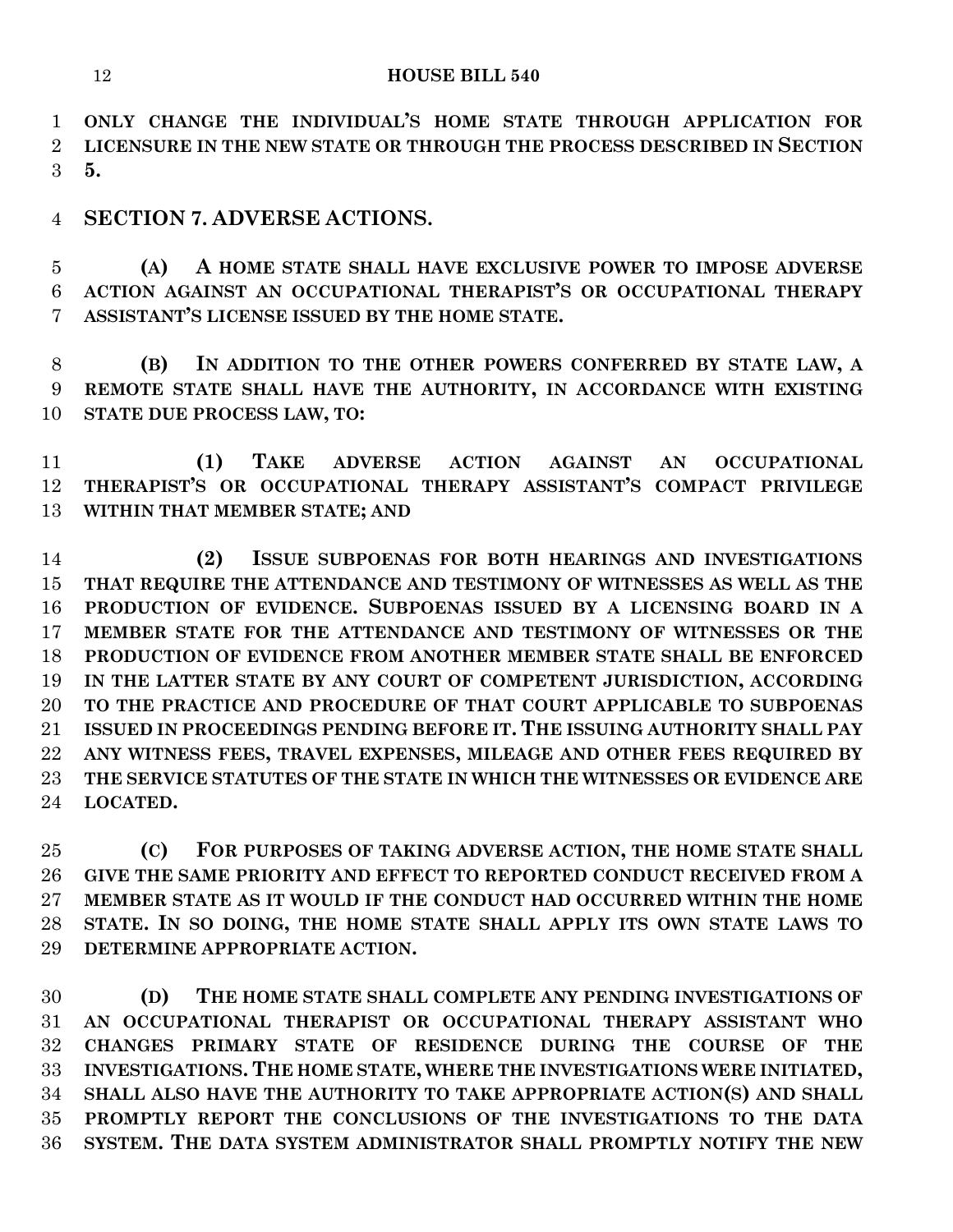**ONLY CHANGE THE INDIVIDUAL'S HOME STATE THROUGH APPLICATION FOR LICENSURE IN THE NEW STATE OR THROUGH THE PROCESS DESCRIBED IN SECTION 5.**

## SECTION 7. ADVERSE ACTIONS.

**(A) A HOME STATE SHALL HAVE EXCLUSIVE POWER TO IMPOSE ADVERSE ACTION AGAINST AN OCCUPATIONAL THERAPIST'S OR OCCUPATIONAL THERAPY ASSISTANT'S LICENSE ISSUED BY THE HOME STATE.**

**(B) IN ADDITION TO THE OTHER POWERS CONFERRED BY STATE LAW, A REMOTE STATE SHALL HAVE THE AUTHORITY, IN ACCORDANCE WITH EXISTING STATE DUE PROCESS LAW, TO:**

**(1) TAKE ADVERSE ACTION AGAINST AN OCCUPATIONAL THERAPIST'S OR OCCUPATIONAL THERAPY ASSISTANT'S COMPACT PRIVILEGE WITHIN THAT MEMBER STATE; AND**

**(2) ISSUE SUBPOENAS FOR BOTH HEARINGS AND INVESTIGATIONS THAT REQUIRE THE ATTENDANCE AND TESTIMONY OF WITNESSES AS WELL AS THE PRODUCTION OF EVIDENCE. SUBPOENAS ISSUED BY A LICENSING BOARD IN A MEMBER STATE FOR THE ATTENDANCE AND TESTIMONY OF WITNESSES OR THE PRODUCTION OF EVIDENCE FROM ANOTHER MEMBER STATE SHALL BE ENFORCED IN THE LATTER STATE BY ANY COURT OF COMPETENT JURISDICTION, ACCORDING TO THE PRACTICE AND PROCEDURE OF THAT COURT APPLICABLE TO SUBPOENAS ISSUED IN PROCEEDINGS PENDING BEFORE IT. THE ISSUING AUTHORITY SHALL PAY ANY WITNESS FEES, TRAVEL EXPENSES, MILEAGE AND OTHER FEES REQUIRED BY THE SERVICE STATUTES OF THE STATE IN WHICH THE WITNESSES OR EVIDENCE ARE LOCATED.**

**(C) FOR PURPOSES OF TAKING ADVERSE ACTION, THE HOME STATE SHALL GIVE THE SAME PRIORITY AND EFFECT TO REPORTED CONDUCT RECEIVED FROM A MEMBER STATE AS IT WOULD IF THE CONDUCT HAD OCCURRED WITHIN THE HOME STATE. IN SO DOING, THE HOME STATE SHALL APPLY ITS OWN STATE LAWS TO DETERMINE APPROPRIATE ACTION.**

**(D) THE HOME STATE SHALL COMPLETE ANY PENDING INVESTIGATIONS OF AN OCCUPATIONAL THERAPIST OR OCCUPATIONAL THERAPY ASSISTANT WHO CHANGES PRIMARY STATE OF RESIDENCE DURING THE COURSE OF THE INVESTIGATIONS. THE HOME STATE, WHERE THE INVESTIGATIONS WERE INITIATED, SHALL ALSO HAVE THE AUTHORITY TO TAKE APPROPRIATE ACTION(S) AND SHALL PROMPTLY REPORT THE CONCLUSIONS OF THE INVESTIGATIONS TO THE DATA SYSTEM. THE DATA SYSTEM ADMINISTRATOR SHALL PROMPTLY NOTIFY THE NEW**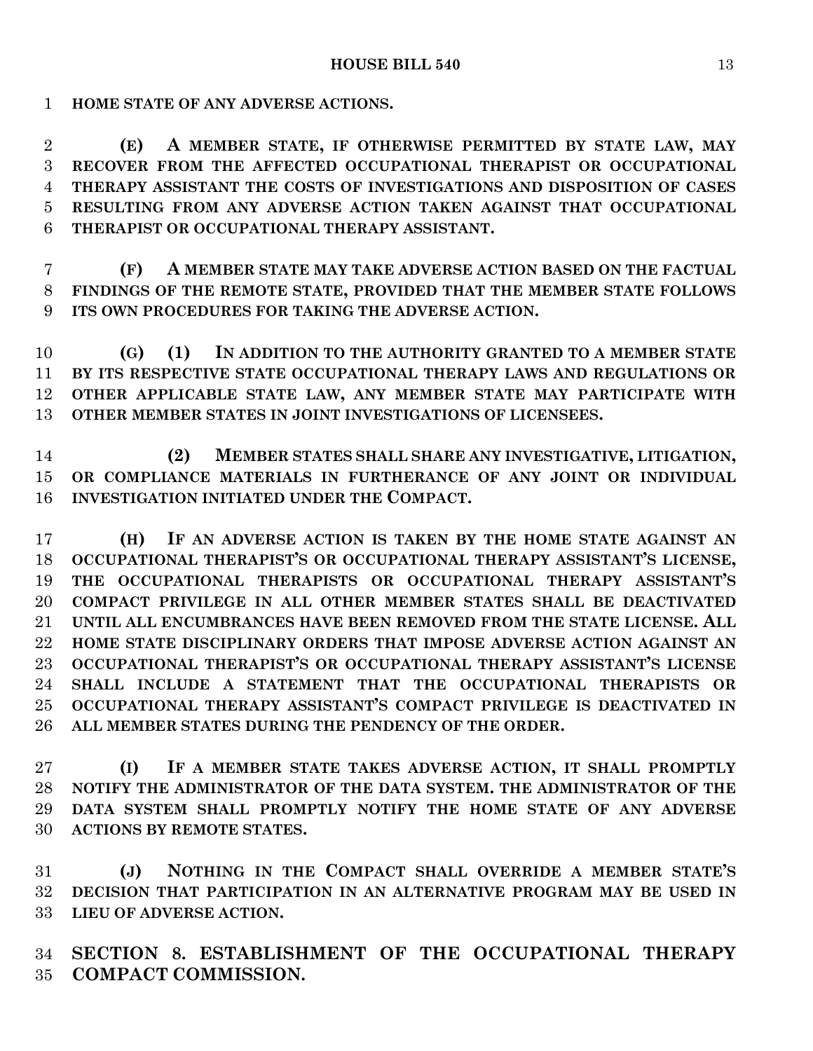**HOME STATE OF ANY ADVERSE ACTIONS.**

**(E) A MEMBER STATE, IF OTHERWISE PERMITTED BY STATE LAW, MAY RECOVER FROM THE AFFECTED OCCUPATIONAL THERAPIST OR OCCUPATIONAL THERAPY ASSISTANT THE COSTS OF INVESTIGATIONS AND DISPOSITION OF CASES RESULTING FROM ANY ADVERSE ACTION TAKEN AGAINST THAT OCCUPATIONAL THERAPIST OR OCCUPATIONAL THERAPY ASSISTANT.**

**(F) A MEMBER STATE MAY TAKE ADVERSE ACTION BASED ON THE FACTUAL FINDINGS OF THE REMOTE STATE, PROVIDED THAT THE MEMBER STATE FOLLOWS ITS OWN PROCEDURES FOR TAKING THE ADVERSE ACTION.**

**(G) (1) IN ADDITION TO THE AUTHORITY GRANTED TO A MEMBER STATE BY ITS RESPECTIVE STATE OCCUPATIONAL THERAPY LAWS AND REGULATIONS OR OTHER APPLICABLE STATE LAW, ANY MEMBER STATE MAY PARTICIPATE WITH OTHER MEMBER STATES IN JOINT INVESTIGATIONS OF LICENSEES.**

**(2) MEMBER STATES SHALL SHARE ANY INVESTIGATIVE, LITIGATION, OR COMPLIANCE MATERIALS IN FURTHERANCE OF ANY JOINT OR INDIVIDUAL INVESTIGATION INITIATED UNDER THE COMPACT.**

**(H) IF AN ADVERSE ACTION IS TAKEN BY THE HOME STATE AGAINST AN OCCUPATIONAL THERAPIST'S OR OCCUPATIONAL THERAPY ASSISTANT'S LICENSE, THE OCCUPATIONAL THERAPISTS OR OCCUPATIONAL THERAPY ASSISTANT'S COMPACT PRIVILEGE IN ALL OTHER MEMBER STATES SHALL BE DEACTIVATED UNTIL ALL ENCUMBRANCES HAVE BEEN REMOVED FROM THE STATE LICENSE. ALL HOME STATE DISCIPLINARY ORDERS THAT IMPOSE ADVERSE ACTION AGAINST AN OCCUPATIONAL THERAPIST'S OR OCCUPATIONAL THERAPY ASSISTANT'S LICENSE SHALL INCLUDE A STATEMENT THAT THE OCCUPATIONAL THERAPISTS OR OCCUPATIONAL THERAPY ASSISTANT'S COMPACT PRIVILEGE IS DEACTIVATED IN ALL MEMBER STATES DURING THE PENDENCY OF THE ORDER.**

**(I) IF A MEMBER STATE TAKES ADVERSE ACTION, IT SHALL PROMPTLY NOTIFY THE ADMINISTRATOR OF THE DATA SYSTEM. THE ADMINISTRATOR OF THE DATA SYSTEM SHALL PROMPTLY NOTIFY THE HOME STATE OF ANY ADVERSE ACTIONS BY REMOTE STATES.**

**(J) NOTHING IN THE COMPACT SHALL OVERRIDE A MEMBER STATE'S DECISION THAT PARTICIPATION IN AN ALTERNATIVE PROGRAM MAY BE USED IN LIEU OF ADVERSE ACTION.**

## SECTION 8. ESTABLISHMENT OF THE OCCUPATIONAL THERAPY COMPACT COMMISSION.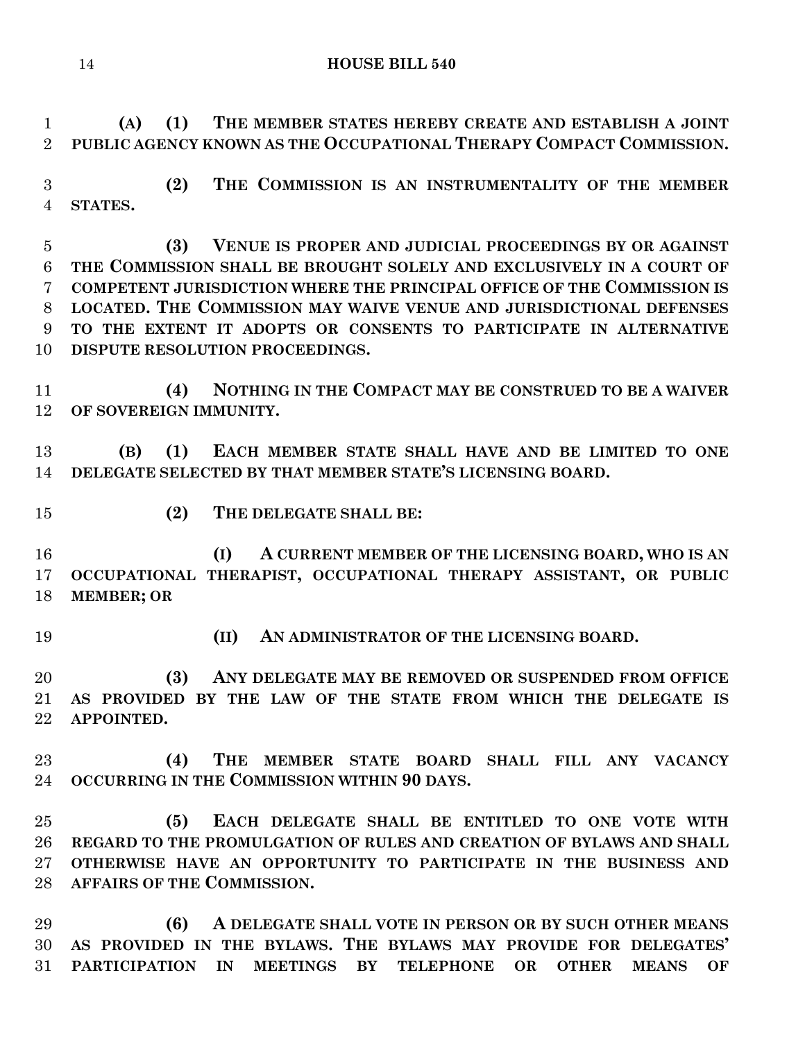**(A) (1) THE MEMBER STATES HEREBY CREATE AND ESTABLISH A JOINT PUBLIC AGENCY KNOWN AS THE OCCUPATIONAL THERAPY COMPACT COMMISSION.**

**(2) THE COMMISSION IS AN INSTRUMENTALITY OF THE MEMBER STATES.**

**(3) VENUE IS PROPER AND JUDICIAL PROCEEDINGS BY OR AGAINST THE COMMISSION SHALL BE BROUGHT SOLELY AND EXCLUSIVELY IN A COURT OF COMPETENT JURISDICTION WHERE THE PRINCIPAL OFFICE OF THE COMMISSION IS LOCATED. THE COMMISSION MAY WAIVE VENUE AND JURISDICTIONAL DEFENSES TO THE EXTENT IT ADOPTS OR CONSENTS TO PARTICIPATE IN ALTERNATIVE DISPUTE RESOLUTION PROCEEDINGS.**

**(4) NOTHING IN THE COMPACT MAY BE CONSTRUED TO BE A WAIVER OF SOVEREIGN IMMUNITY.**

**(B) (1) EACH MEMBER STATE SHALL HAVE AND BE LIMITED TO ONE DELEGATE SELECTED BY THAT MEMBER STATE'S LICENSING BOARD.**

**(2) THE DELEGATE SHALL BE:**

**(I) A CURRENT MEMBER OF THE LICENSING BOARD, WHO IS AN OCCUPATIONAL THERAPIST, OCCUPATIONAL THERAPY ASSISTANT, OR PUBLIC MEMBER; OR**

**(II) AN ADMINISTRATOR OF THE LICENSING BOARD.**

**(3) ANY DELEGATE MAY BE REMOVED OR SUSPENDED FROM OFFICE AS PROVIDED BY THE LAW OF THE STATE FROM WHICH THE DELEGATE IS APPOINTED.**

**(4) THE MEMBER STATE BOARD SHALL FILL ANY VACANCY OCCURRING IN THE COMMISSION WITHIN 90 DAYS.**

**(5) EACH DELEGATE SHALL BE ENTITLED TO ONE VOTE WITH REGARD TO THE PROMULGATION OF RULES AND CREATION OF BYLAWS AND SHALL OTHERWISE HAVE AN OPPORTUNITY TO PARTICIPATE IN THE BUSINESS AND AFFAIRS OF THE COMMISSION.**

**(6) A DELEGATE SHALL VOTE IN PERSON OR BY SUCH OTHER MEANS AS PROVIDED IN THE BYLAWS. THE BYLAWS MAY PROVIDE FOR DELEGATES' PARTICIPATION IN MEETINGS BY TELEPHONE OR OTHER MEANS OF**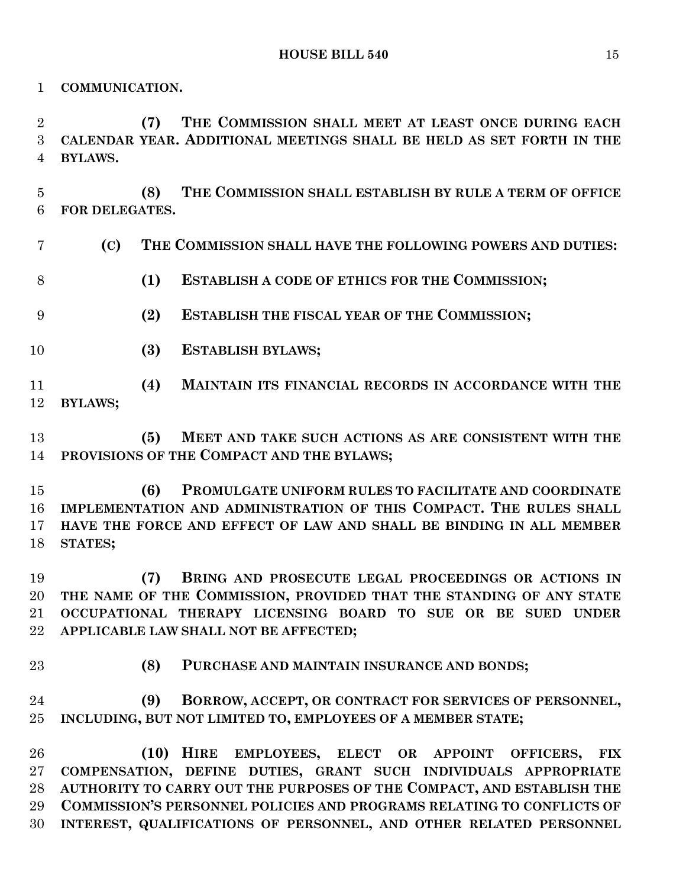**COMMUNICATION.**

**(7) THE COMMISSION SHALL MEET AT LEAST ONCE DURING EACH CALENDAR YEAR. ADDITIONAL MEETINGS SHALL BE HELD AS SET FORTH IN THE BYLAWS.**

**(8) THE COMMISSION SHALL ESTABLISH BY RULE A TERM OF OFFICE FOR DELEGATES.**

**(C) THE COMMISSION SHALL HAVE THE FOLLOWING POWERS AND DUTIES:**

**(1) ESTABLISH A CODE OF ETHICS FOR THE COMMISSION;**

**(2) ESTABLISH THE FISCAL YEAR OF THE COMMISSION;**

**(3) ESTABLISH BYLAWS;**

**(4) MAINTAIN ITS FINANCIAL RECORDS IN ACCORDANCE WITH THE BYLAWS;**

**(5) MEET AND TAKE SUCH ACTIONS AS ARE CONSISTENT WITH THE PROVISIONS OF THE COMPACT AND THE BYLAWS;**

**(6) PROMULGATE UNIFORM RULES TO FACILITATE AND COORDINATE IMPLEMENTATION AND ADMINISTRATION OF THIS COMPACT. THE RULES SHALL HAVE THE FORCE AND EFFECT OF LAW AND SHALL BE BINDING IN ALL MEMBER STATES;**

**(7) BRING AND PROSECUTE LEGAL PROCEEDINGS OR ACTIONS IN THE NAME OF THE COMMISSION, PROVIDED THAT THE STANDING OF ANY STATE OCCUPATIONAL THERAPY LICENSING BOARD TO SUE OR BE SUED UNDER APPLICABLE LAW SHALL NOT BE AFFECTED;**

**(8) PURCHASE AND MAINTAIN INSURANCE AND BONDS;**

**(9) BORROW, ACCEPT, OR CONTRACT FOR SERVICES OF PERSONNEL, INCLUDING, BUT NOT LIMITED TO, EMPLOYEES OF A MEMBER STATE;**

**(10) HIRE EMPLOYEES, ELECT OR APPOINT OFFICERS, FIX COMPENSATION, DEFINE DUTIES, GRANT SUCH INDIVIDUALS APPROPRIATE AUTHORITY TO CARRY OUT THE PURPOSES OF THE COMPACT, AND ESTABLISH THE COMMISSION'S PERSONNEL POLICIES AND PROGRAMS RELATING TO CONFLICTS OF INTEREST, QUALIFICATIONS OF PERSONNEL, AND OTHER RELATED PERSONNEL**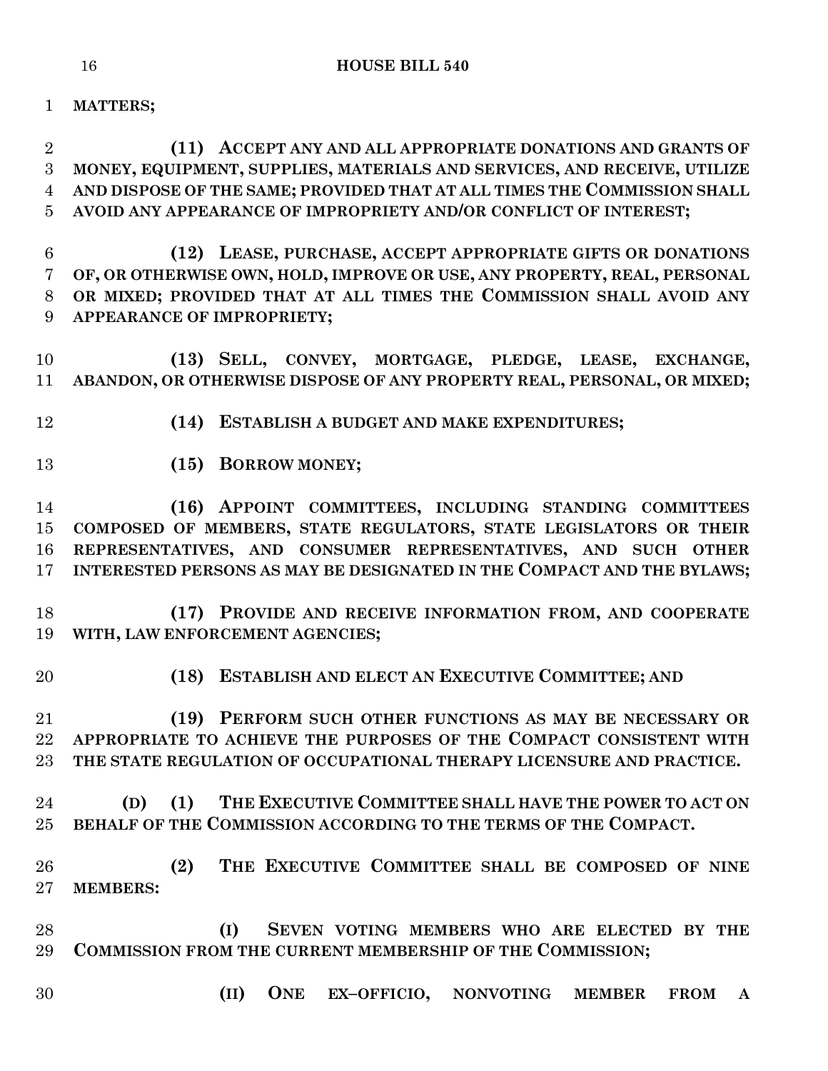**MATTERS;**

**(11) ACCEPT ANY AND ALL APPROPRIATE DONATIONS AND GRANTS OF MONEY, EQUIPMENT, SUPPLIES, MATERIALS AND SERVICES, AND RECEIVE, UTILIZE AND DISPOSE OF THE SAME; PROVIDED THAT AT ALL TIMES THE COMMISSION SHALL AVOID ANY APPEARANCE OF IMPROPRIETY AND/OR CONFLICT OF INTEREST;**

**(12) LEASE, PURCHASE, ACCEPT APPROPRIATE GIFTS OR DONATIONS OF, OR OTHERWISE OWN, HOLD, IMPROVE OR USE, ANY PROPERTY, REAL, PERSONAL OR MIXED; PROVIDED THAT AT ALL TIMES THE COMMISSION SHALL AVOID ANY APPEARANCE OF IMPROPRIETY;**

**(13) SELL, CONVEY, MORTGAGE, PLEDGE, LEASE, EXCHANGE, ABANDON, OR OTHERWISE DISPOSE OF ANY PROPERTY REAL, PERSONAL, OR MIXED;**

**(14) ESTABLISH A BUDGET AND MAKE EXPENDITURES;**

**(15) BORROW MONEY;**

**(16) APPOINT COMMITTEES, INCLUDING STANDING COMMITTEES COMPOSED OF MEMBERS, STATE REGULATORS, STATE LEGISLATORS OR THEIR REPRESENTATIVES, AND CONSUMER REPRESENTATIVES, AND SUCH OTHER INTERESTED PERSONS AS MAY BE DESIGNATED IN THE COMPACT AND THE BYLAWS;**

**(17) PROVIDE AND RECEIVE INFORMATION FROM, AND COOPERATE WITH, LAW ENFORCEMENT AGENCIES;**

**(18) ESTABLISH AND ELECT AN EXECUTIVE COMMITTEE; AND**

**(19) PERFORM SUCH OTHER FUNCTIONS AS MAY BE NECESSARY OR APPROPRIATE TO ACHIEVE THE PURPOSES OF THE COMPACT CONSISTENT WITH THE STATE REGULATION OF OCCUPATIONAL THERAPY LICENSURE AND PRACTICE.**

**(D) (1) THE EXECUTIVE COMMITTEE SHALL HAVE THE POWER TO ACT ON BEHALF OF THE COMMISSION ACCORDING TO THE TERMS OF THE COMPACT.**

**(2) THE EXECUTIVE COMMITTEE SHALL BE COMPOSED OF NINE MEMBERS:**

**(I) SEVEN VOTING MEMBERS WHO ARE ELECTED BY THE COMMISSION FROM THE CURRENT MEMBERSHIP OF THE COMMISSION;**

**(II) ONE EX–OFFICIO, NONVOTING MEMBER FROM A**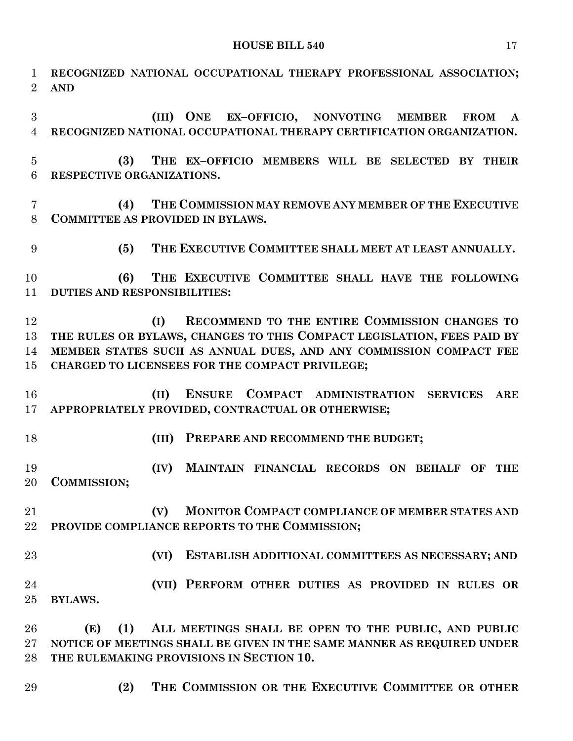**RECOGNIZED NATIONAL OCCUPATIONAL THERAPY PROFESSIONAL ASSOCIATION; AND**

**(III) ONE EX–OFFICIO, NONVOTING MEMBER FROM A RECOGNIZED NATIONAL OCCUPATIONAL THERAPY CERTIFICATION ORGANIZATION.**

**(3) THE EX–OFFICIO MEMBERS WILL BE SELECTED BY THEIR RESPECTIVE ORGANIZATIONS.**

**(4) THE COMMISSION MAY REMOVE ANY MEMBER OF THE EXECUTIVE COMMITTEE AS PROVIDED IN BYLAWS.**

**(5) THE EXECUTIVE COMMITTEE SHALL MEET AT LEAST ANNUALLY.**

**(6) THE EXECUTIVE COMMITTEE SHALL HAVE THE FOLLOWING DUTIES AND RESPONSIBILITIES:**

**(I) RECOMMEND TO THE ENTIRE COMMISSION CHANGES TO THE RULES OR BYLAWS, CHANGES TO THIS COMPACT LEGISLATION, FEES PAID BY MEMBER STATES SUCH AS ANNUAL DUES, AND ANY COMMISSION COMPACT FEE CHARGED TO LICENSEES FOR THE COMPACT PRIVILEGE;**

**(II) ENSURE COMPACT ADMINISTRATION SERVICES ARE APPROPRIATELY PROVIDED, CONTRACTUAL OR OTHERWISE;**

**(III) PREPARE AND RECOMMEND THE BUDGET;**

**(IV) MAINTAIN FINANCIAL RECORDS ON BEHALF OF THE COMMISSION;**

**(V) MONITOR COMPACT COMPLIANCE OF MEMBER STATES AND PROVIDE COMPLIANCE REPORTS TO THE COMMISSION;**

**(VI) ESTABLISH ADDITIONAL COMMITTEES AS NECESSARY; AND**

**(VII) PERFORM OTHER DUTIES AS PROVIDED IN RULES OR BYLAWS.**

**(E) (1) ALL MEETINGS SHALL BE OPEN TO THE PUBLIC, AND PUBLIC NOTICE OF MEETINGS SHALL BE GIVEN IN THE SAME MANNER AS REQUIRED UNDER THE RULEMAKING PROVISIONS IN SECTION 10.**

**(2) THE COMMISSION OR THE EXECUTIVE COMMITTEE OR OTHER**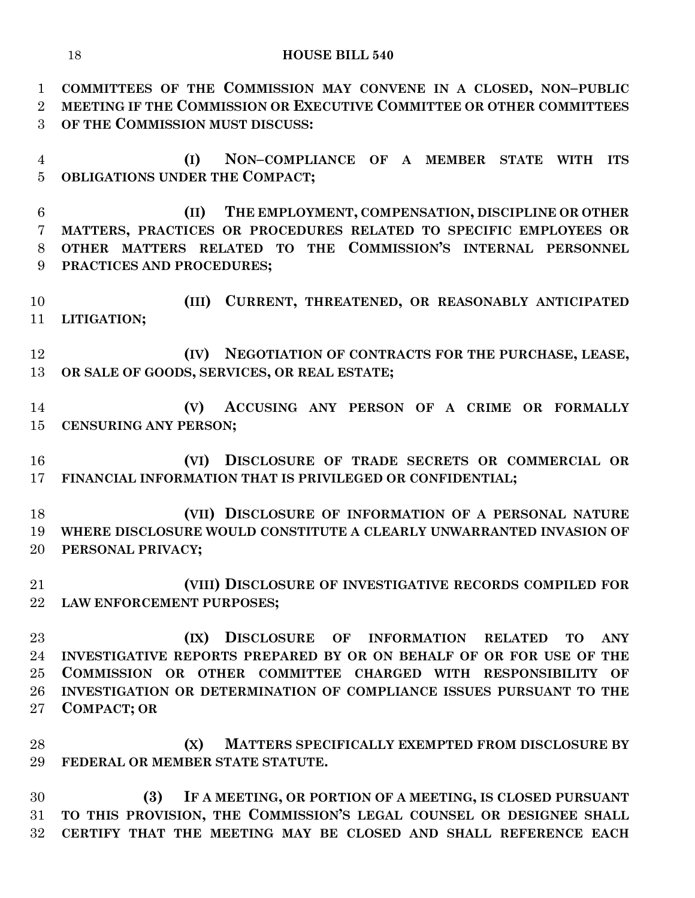**COMMITTEES OF THE COMMISSION MAY CONVENE IN A CLOSED, NON–PUBLIC MEETING IF THE COMMISSION OR EXECUTIVE COMMITTEE OR OTHER COMMITTEES OF THE COMMISSION MUST DISCUSS:**

**(I) NON–COMPLIANCE OF A MEMBER STATE WITH ITS OBLIGATIONS UNDER THE COMPACT;**

**(II) THE EMPLOYMENT, COMPENSATION, DISCIPLINE OR OTHER MATTERS, PRACTICES OR PROCEDURES RELATED TO SPECIFIC EMPLOYEES OR OTHER MATTERS RELATED TO THE COMMISSION'S INTERNAL PERSONNEL PRACTICES AND PROCEDURES;**

**(III) CURRENT, THREATENED, OR REASONABLY ANTICIPATED LITIGATION;**

**(IV) NEGOTIATION OF CONTRACTS FOR THE PURCHASE, LEASE, OR SALE OF GOODS, SERVICES, OR REAL ESTATE;**

**(V) ACCUSING ANY PERSON OF A CRIME OR FORMALLY CENSURING ANY PERSON;**

**(VI) DISCLOSURE OF TRADE SECRETS OR COMMERCIAL OR FINANCIAL INFORMATION THAT IS PRIVILEGED OR CONFIDENTIAL;**

**(VII) DISCLOSURE OF INFORMATION OF A PERSONAL NATURE WHERE DISCLOSURE WOULD CONSTITUTE A CLEARLY UNWARRANTED INVASION OF PERSONAL PRIVACY;**

**(VIII) DISCLOSURE OF INVESTIGATIVE RECORDS COMPILED FOR LAW ENFORCEMENT PURPOSES;**

**(IX) DISCLOSURE OF INFORMATION RELATED TO ANY INVESTIGATIVE REPORTS PREPARED BY OR ON BEHALF OF OR FOR USE OF THE COMMISSION OR OTHER COMMITTEE CHARGED WITH RESPONSIBILITY OF INVESTIGATION OR DETERMINATION OF COMPLIANCE ISSUES PURSUANT TO THE COMPACT; OR**

**(X) MATTERS SPECIFICALLY EXEMPTED FROM DISCLOSURE BY FEDERAL OR MEMBER STATE STATUTE.**

**(3) IF A MEETING, OR PORTION OF A MEETING, IS CLOSED PURSUANT TO THIS PROVISION, THE COMMISSION'S LEGAL COUNSEL OR DESIGNEE SHALL CERTIFY THAT THE MEETING MAY BE CLOSED AND SHALL REFERENCE EACH**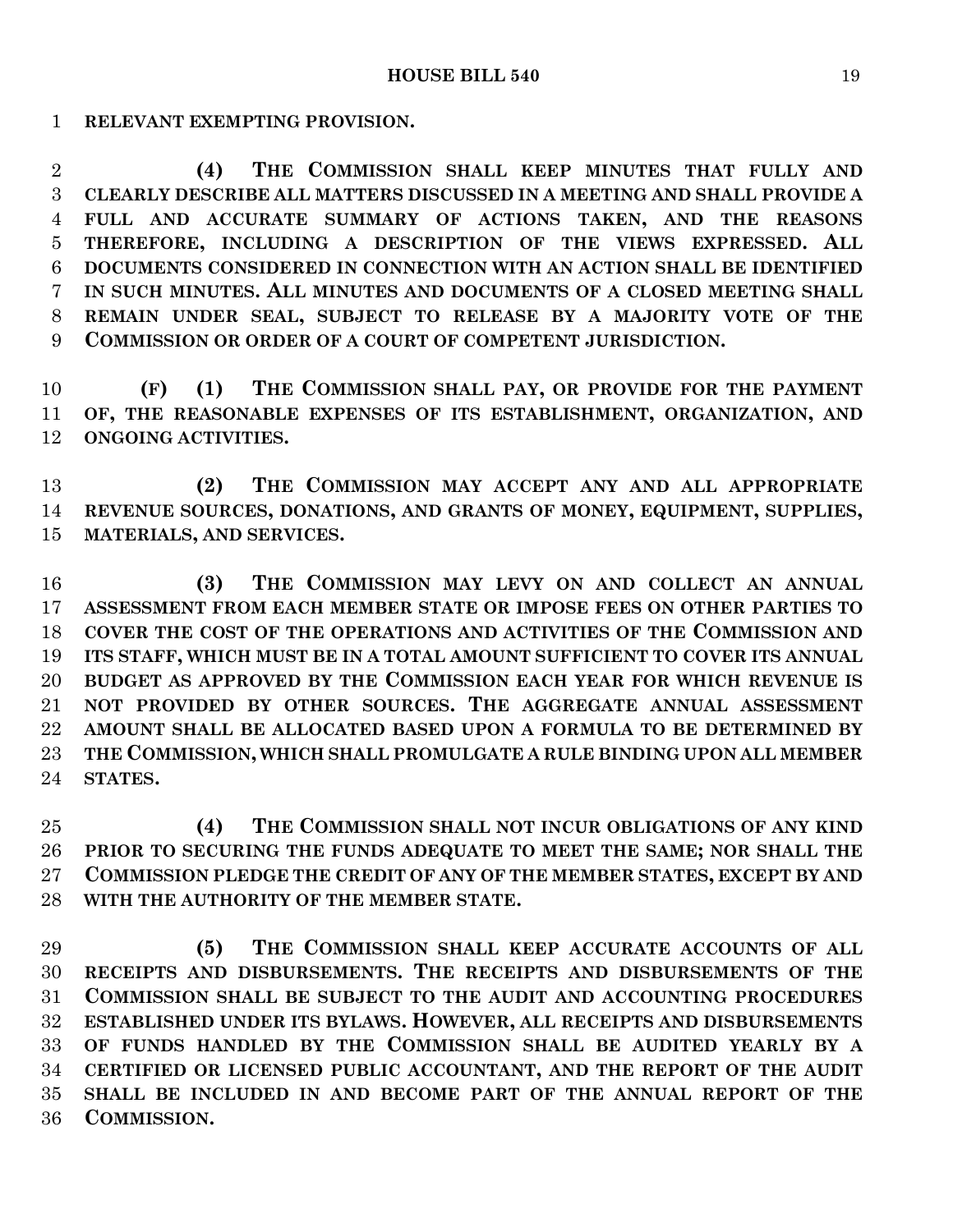**RELEVANT EXEMPTING PROVISION.**

**(4) THE COMMISSION SHALL KEEP MINUTES THAT FULLY AND CLEARLY DESCRIBE ALL MATTERS DISCUSSED IN A MEETING AND SHALL PROVIDE A FULL AND ACCURATE SUMMARY OF ACTIONS TAKEN, AND THE REASONS THEREFORE, INCLUDING A DESCRIPTION OF THE VIEWS EXPRESSED. ALL DOCUMENTS CONSIDERED IN CONNECTION WITH AN ACTION SHALL BE IDENTIFIED IN SUCH MINUTES. ALL MINUTES AND DOCUMENTS OF A CLOSED MEETING SHALL REMAIN UNDER SEAL, SUBJECT TO RELEASE BY A MAJORITY VOTE OF THE COMMISSION OR ORDER OF A COURT OF COMPETENT JURISDICTION.**

**(F) (1) THE COMMISSION SHALL PAY, OR PROVIDE FOR THE PAYMENT OF, THE REASONABLE EXPENSES OF ITS ESTABLISHMENT, ORGANIZATION, AND ONGOING ACTIVITIES.**

**(2) THE COMMISSION MAY ACCEPT ANY AND ALL APPROPRIATE REVENUE SOURCES, DONATIONS, AND GRANTS OF MONEY, EQUIPMENT, SUPPLIES, MATERIALS, AND SERVICES.**

**(3) THE COMMISSION MAY LEVY ON AND COLLECT AN ANNUAL ASSESSMENT FROM EACH MEMBER STATE OR IMPOSE FEES ON OTHER PARTIES TO COVER THE COST OF THE OPERATIONS AND ACTIVITIES OF THE COMMISSION AND ITS STAFF, WHICH MUST BE IN A TOTAL AMOUNT SUFFICIENT TO COVER ITS ANNUAL BUDGET AS APPROVED BY THE COMMISSION EACH YEAR FOR WHICH REVENUE IS NOT PROVIDED BY OTHER SOURCES. THE AGGREGATE ANNUAL ASSESSMENT AMOUNT SHALL BE ALLOCATED BASED UPON A FORMULA TO BE DETERMINED BY THE COMMISSION, WHICH SHALL PROMULGATE A RULE BINDING UPON ALL MEMBER STATES.**

**(4) THE COMMISSION SHALL NOT INCUR OBLIGATIONS OF ANY KIND PRIOR TO SECURING THE FUNDS ADEQUATE TO MEET THE SAME; NOR SHALL THE COMMISSION PLEDGE THE CREDIT OF ANY OF THE MEMBER STATES, EXCEPT BY AND WITH THE AUTHORITY OF THE MEMBER STATE.**

**(5) THE COMMISSION SHALL KEEP ACCURATE ACCOUNTS OF ALL RECEIPTS AND DISBURSEMENTS. THE RECEIPTS AND DISBURSEMENTS OF THE COMMISSION SHALL BE SUBJECT TO THE AUDIT AND ACCOUNTING PROCEDURES ESTABLISHED UNDER ITS BYLAWS. HOWEVER, ALL RECEIPTS AND DISBURSEMENTS OF FUNDS HANDLED BY THE COMMISSION SHALL BE AUDITED YEARLY BY A CERTIFIED OR LICENSED PUBLIC ACCOUNTANT, AND THE REPORT OF THE AUDIT SHALL BE INCLUDED IN AND BECOME PART OF THE ANNUAL REPORT OF THE COMMISSION.**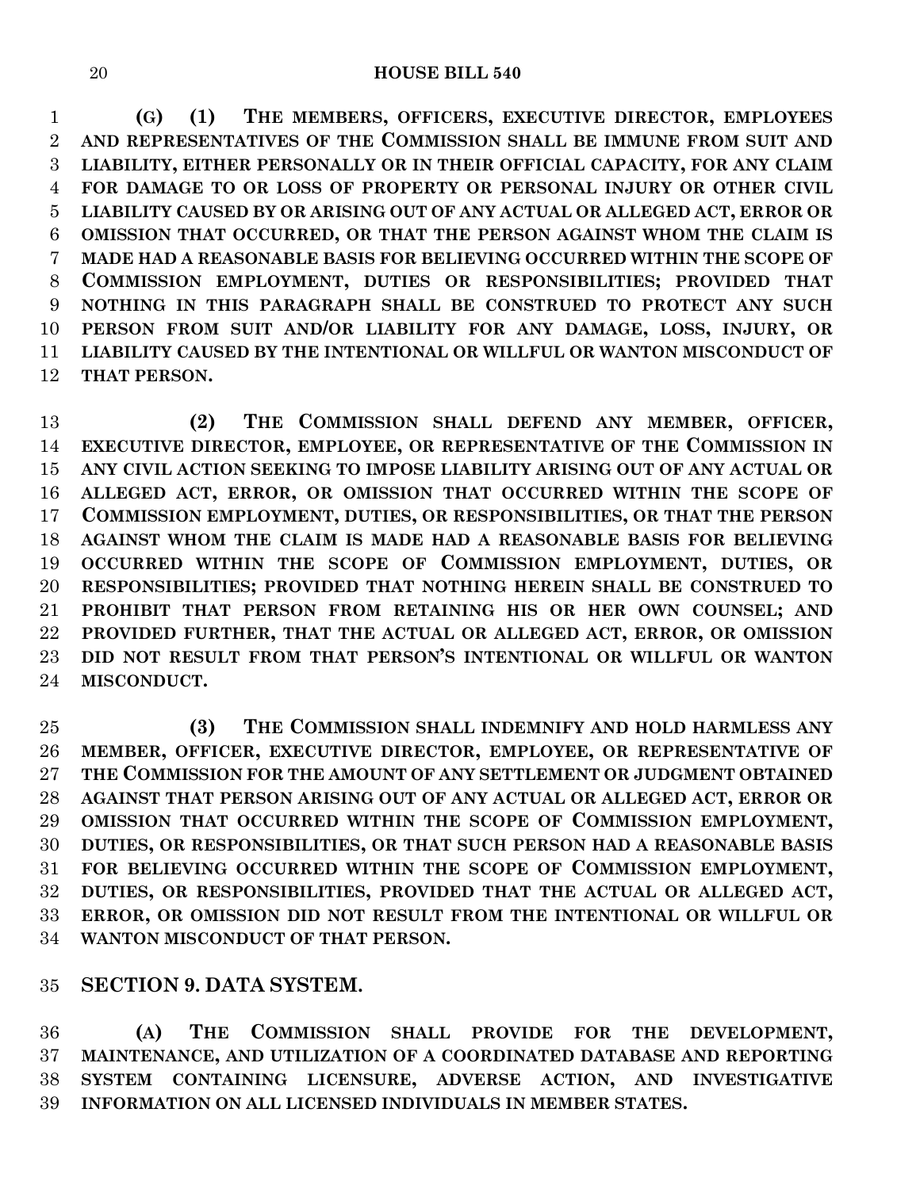**(G) (1) THE MEMBERS, OFFICERS, EXECUTIVE DIRECTOR, EMPLOYEES AND REPRESENTATIVES OF THE COMMISSION SHALL BE IMMUNE FROM SUIT AND LIABILITY, EITHER PERSONALLY OR IN THEIR OFFICIAL CAPACITY, FOR ANY CLAIM FOR DAMAGE TO OR LOSS OF PROPERTY OR PERSONAL INJURY OR OTHER CIVIL LIABILITY CAUSED BY OR ARISING OUT OF ANY ACTUAL OR ALLEGED ACT, ERROR OR OMISSION THAT OCCURRED, OR THAT THE PERSON AGAINST WHOM THE CLAIM IS MADE HAD A REASONABLE BASIS FOR BELIEVING OCCURRED WITHIN THE SCOPE OF COMMISSION EMPLOYMENT, DUTIES OR RESPONSIBILITIES; PROVIDED THAT NOTHING IN THIS PARAGRAPH SHALL BE CONSTRUED TO PROTECT ANY SUCH PERSON FROM SUIT AND/OR LIABILITY FOR ANY DAMAGE, LOSS, INJURY, OR LIABILITY CAUSED BY THE INTENTIONAL OR WILLFUL OR WANTON MISCONDUCT OF THAT PERSON.**

**(2) THE COMMISSION SHALL DEFEND ANY MEMBER, OFFICER, EXECUTIVE DIRECTOR, EMPLOYEE, OR REPRESENTATIVE OF THE COMMISSION IN ANY CIVIL ACTION SEEKING TO IMPOSE LIABILITY ARISING OUT OF ANY ACTUAL OR ALLEGED ACT, ERROR, OR OMISSION THAT OCCURRED WITHIN THE SCOPE OF COMMISSION EMPLOYMENT, DUTIES, OR RESPONSIBILITIES, OR THAT THE PERSON AGAINST WHOM THE CLAIM IS MADE HAD A REASONABLE BASIS FOR BELIEVING OCCURRED WITHIN THE SCOPE OF COMMISSION EMPLOYMENT, DUTIES, OR RESPONSIBILITIES; PROVIDED THAT NOTHING HEREIN SHALL BE CONSTRUED TO PROHIBIT THAT PERSON FROM RETAINING HIS OR HER OWN COUNSEL; AND PROVIDED FURTHER, THAT THE ACTUAL OR ALLEGED ACT, ERROR, OR OMISSION DID NOT RESULT FROM THAT PERSON'S INTENTIONAL OR WILLFUL OR WANTON MISCONDUCT.**

**(3) THE COMMISSION SHALL INDEMNIFY AND HOLD HARMLESS ANY MEMBER, OFFICER, EXECUTIVE DIRECTOR, EMPLOYEE, OR REPRESENTATIVE OF THE COMMISSION FOR THE AMOUNT OF ANY SETTLEMENT OR JUDGMENT OBTAINED AGAINST THAT PERSON ARISING OUT OF ANY ACTUAL OR ALLEGED ACT, ERROR OR OMISSION THAT OCCURRED WITHIN THE SCOPE OF COMMISSION EMPLOYMENT, DUTIES, OR RESPONSIBILITIES, OR THAT SUCH PERSON HAD A REASONABLE BASIS FOR BELIEVING OCCURRED WITHIN THE SCOPE OF COMMISSION EMPLOYMENT, DUTIES, OR RESPONSIBILITIES, PROVIDED THAT THE ACTUAL OR ALLEGED ACT, ERROR, OR OMISSION DID NOT RESULT FROM THE INTENTIONAL OR WILLFUL OR WANTON MISCONDUCT OF THAT PERSON.**

**SECTION 9. DATA SYSTEM.**

**(A) THE COMMISSION SHALL PROVIDE FOR THE DEVELOPMENT, MAINTENANCE, AND UTILIZATION OF A COORDINATED DATABASE AND REPORTING SYSTEM CONTAINING LICENSURE, ADVERSE ACTION, AND INVESTIGATIVE INFORMATION ON ALL LICENSED INDIVIDUALS IN MEMBER STATES.**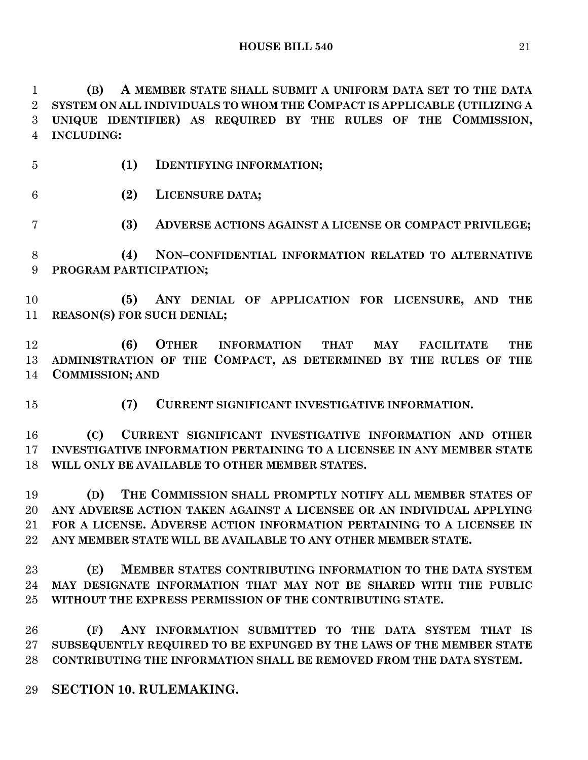**(B) A MEMBER STATE SHALL SUBMIT A UNIFORM DATA SET TO THE DATA SYSTEM ON ALL INDIVIDUALS TO WHOM THE COMPACT IS APPLICABLE (UTILIZING A UNIQUE IDENTIFIER) AS REQUIRED BY THE RULES OF THE COMMISSION, INCLUDING:**

**(1) IDENTIFYING INFORMATION;**

**(2) LICENSURE DATA;**

**(3) ADVERSE ACTIONS AGAINST A LICENSE OR COMPACT PRIVILEGE;**

**(4) NON–CONFIDENTIAL INFORMATION RELATED TO ALTERNATIVE PROGRAM PARTICIPATION;**

**(5) ANY DENIAL OF APPLICATION FOR LICENSURE, AND THE REASON(S) FOR SUCH DENIAL;**

**(6) OTHER INFORMATION THAT MAY FACILITATE THE ADMINISTRATION OF THE COMPACT, AS DETERMINED BY THE RULES OF THE COMMISSION; AND**

**(7) CURRENT SIGNIFICANT INVESTIGATIVE INFORMATION.**

**(C) CURRENT SIGNIFICANT INVESTIGATIVE INFORMATION AND OTHER INVESTIGATIVE INFORMATION PERTAINING TO A LICENSEE IN ANY MEMBER STATE WILL ONLY BE AVAILABLE TO OTHER MEMBER STATES.**

**(D) THE COMMISSION SHALL PROMPTLY NOTIFY ALL MEMBER STATES OF ANY ADVERSE ACTION TAKEN AGAINST A LICENSEE OR AN INDIVIDUAL APPLYING FOR A LICENSE. ADVERSE ACTION INFORMATION PERTAINING TO A LICENSEE IN ANY MEMBER STATE WILL BE AVAILABLE TO ANY OTHER MEMBER STATE.**

**(E) MEMBER STATES CONTRIBUTING INFORMATION TO THE DATA SYSTEM MAY DESIGNATE INFORMATION THAT MAY NOT BE SHARED WITH THE PUBLIC WITHOUT THE EXPRESS PERMISSION OF THE CONTRIBUTING STATE.**

**(F) ANY INFORMATION SUBMITTED TO THE DATA SYSTEM THAT IS SUBSEQUENTLY REQUIRED TO BE EXPUNGED BY THE LAWS OF THE MEMBER STATE CONTRIBUTING THE INFORMATION SHALL BE REMOVED FROM THE DATA SYSTEM.**

## SECTION 10. RULEMAKING.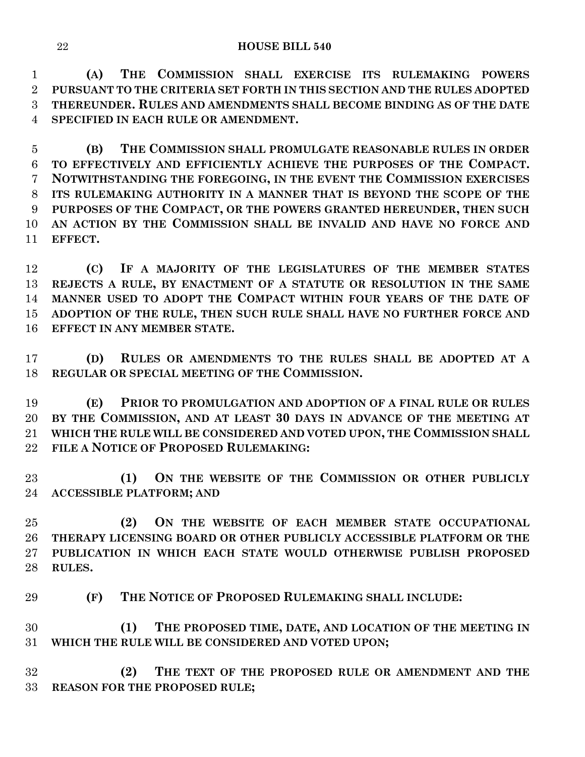**(A) THE COMMISSION SHALL EXERCISE ITS RULEMAKING POWERS PURSUANT TO THE CRITERIA SET FORTH IN THIS SECTION AND THE RULES ADOPTED THEREUNDER. RULES AND AMENDMENTS SHALL BECOME BINDING AS OF THE DATE SPECIFIED IN EACH RULE OR AMENDMENT.**

**(B) THE COMMISSION SHALL PROMULGATE REASONABLE RULES IN ORDER TO EFFECTIVELY AND EFFICIENTLY ACHIEVE THE PURPOSES OF THE COMPACT. NOTWITHSTANDING THE FOREGOING, IN THE EVENT THE COMMISSION EXERCISES ITS RULEMAKING AUTHORITY IN A MANNER THAT IS BEYOND THE SCOPE OF THE PURPOSES OF THE COMPACT, OR THE POWERS GRANTED HEREUNDER, THEN SUCH AN ACTION BY THE COMMISSION SHALL BE INVALID AND HAVE NO FORCE AND EFFECT.**

**(C) IF A MAJORITY OF THE LEGISLATURES OF THE MEMBER STATES REJECTS A RULE, BY ENACTMENT OF A STATUTE OR RESOLUTION IN THE SAME MANNER USED TO ADOPT THE COMPACT WITHIN FOUR YEARS OF THE DATE OF ADOPTION OF THE RULE, THEN SUCH RULE SHALL HAVE NO FURTHER FORCE AND EFFECT IN ANY MEMBER STATE.**

**(D) RULES OR AMENDMENTS TO THE RULES SHALL BE ADOPTED AT A REGULAR OR SPECIAL MEETING OF THE COMMISSION.**

**(E) PRIOR TO PROMULGATION AND ADOPTION OF A FINAL RULE OR RULES BY THE COMMISSION, AND AT LEAST 30 DAYS IN ADVANCE OF THE MEETING AT WHICH THE RULE WILL BE CONSIDERED AND VOTED UPON, THE COMMISSION SHALL FILE A NOTICE OF PROPOSED RULEMAKING:**

**(1) ON THE WEBSITE OF THE COMMISSION OR OTHER PUBLICLY ACCESSIBLE PLATFORM; AND**

**(2) ON THE WEBSITE OF EACH MEMBER STATE OCCUPATIONAL THERAPY LICENSING BOARD OR OTHER PUBLICLY ACCESSIBLE PLATFORM OR THE PUBLICATION IN WHICH EACH STATE WOULD OTHERWISE PUBLISH PROPOSED RULES.**

**(F) THE NOTICE OF PROPOSED RULEMAKING SHALL INCLUDE:**

**(1) THE PROPOSED TIME, DATE, AND LOCATION OF THE MEETING IN WHICH THE RULE WILL BE CONSIDERED AND VOTED UPON;**

**(2) THE TEXT OF THE PROPOSED RULE OR AMENDMENT AND THE REASON FOR THE PROPOSED RULE;**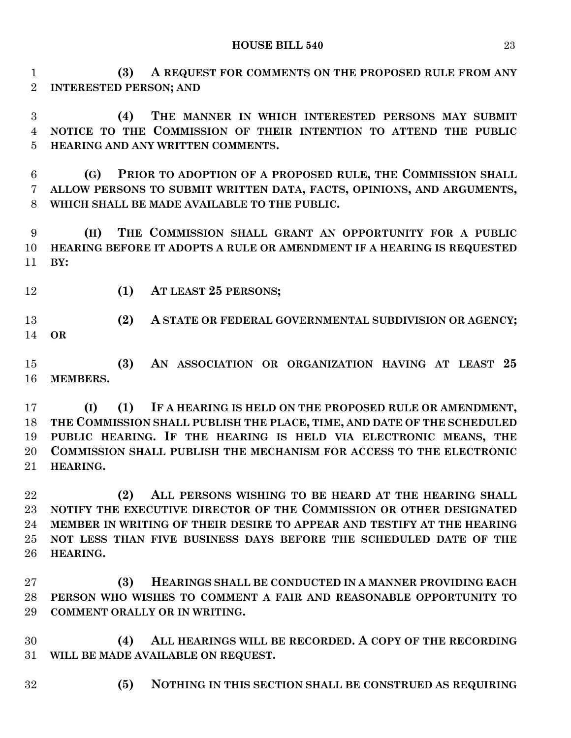**(3) A REQUEST FOR COMMENTS ON THE PROPOSED RULE FROM ANY INTERESTED PERSON; AND**

**(4) THE MANNER IN WHICH INTERESTED PERSONS MAY SUBMIT NOTICE TO THE COMMISSION OF THEIR INTENTION TO ATTEND THE PUBLIC HEARING AND ANY WRITTEN COMMENTS.**

**(G) PRIOR TO ADOPTION OF A PROPOSED RULE, THE COMMISSION SHALL ALLOW PERSONS TO SUBMIT WRITTEN DATA, FACTS, OPINIONS, AND ARGUMENTS, WHICH SHALL BE MADE AVAILABLE TO THE PUBLIC.**

**(H) THE COMMISSION SHALL GRANT AN OPPORTUNITY FOR A PUBLIC HEARING BEFORE IT ADOPTS A RULE OR AMENDMENT IF A HEARING IS REQUESTED BY:**

**(1) AT LEAST 25 PERSONS;**

**(2) A STATE OR FEDERAL GOVERNMENTAL SUBDIVISION OR AGENCY; OR**

**(3) AN ASSOCIATION OR ORGANIZATION HAVING AT LEAST 25 MEMBERS.**

**(I) (1) IF A HEARING IS HELD ON THE PROPOSED RULE OR AMENDMENT, THE COMMISSION SHALL PUBLISH THE PLACE, TIME, AND DATE OF THE SCHEDULED PUBLIC HEARING. IF THE HEARING IS HELD VIA ELECTRONIC MEANS, THE COMMISSION SHALL PUBLISH THE MECHANISM FOR ACCESS TO THE ELECTRONIC HEARING.**

**(2) ALL PERSONS WISHING TO BE HEARD AT THE HEARING SHALL NOTIFY THE EXECUTIVE DIRECTOR OF THE COMMISSION OR OTHER DESIGNATED MEMBER IN WRITING OF THEIR DESIRE TO APPEAR AND TESTIFY AT THE HEARING NOT LESS THAN FIVE BUSINESS DAYS BEFORE THE SCHEDULED DATE OF THE HEARING.**

**(3) HEARINGS SHALL BE CONDUCTED IN A MANNER PROVIDING EACH PERSON WHO WISHES TO COMMENT A FAIR AND REASONABLE OPPORTUNITY TO COMMENT ORALLY OR IN WRITING.**

**(4) ALL HEARINGS WILL BE RECORDED. A COPY OF THE RECORDING WILL BE MADE AVAILABLE ON REQUEST.**

**(5) NOTHING IN THIS SECTION SHALL BE CONSTRUED AS REQUIRING**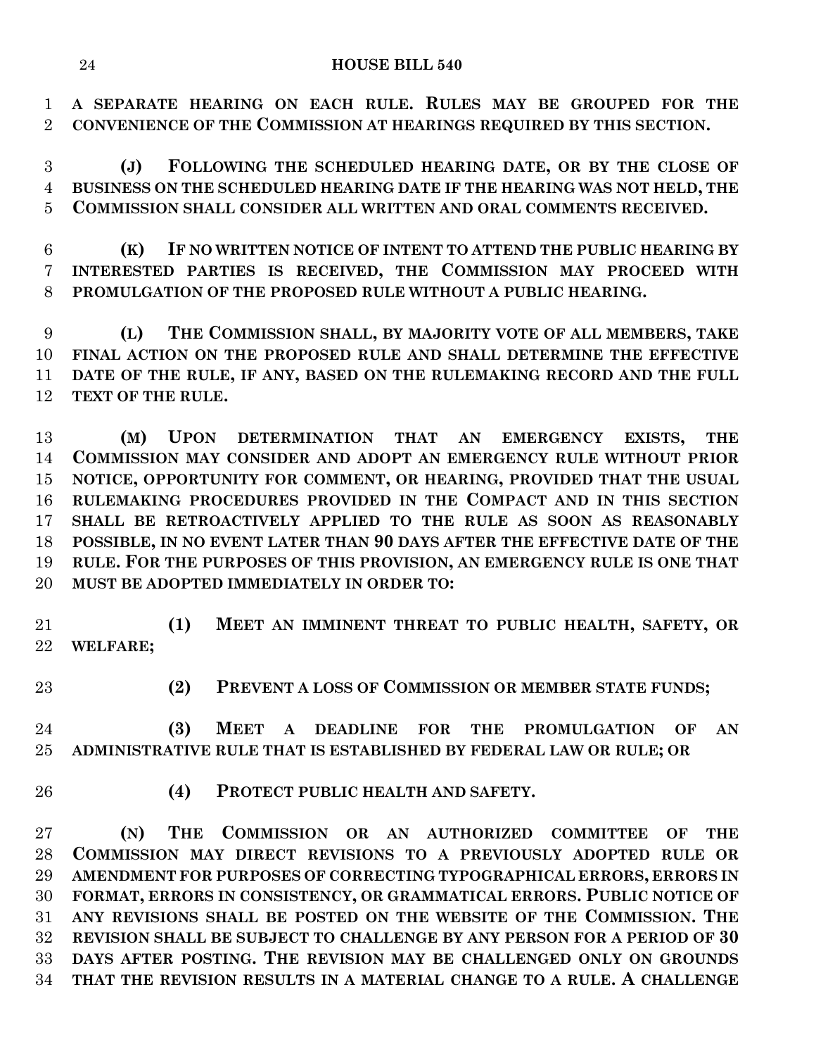**A SEPARATE HEARING ON EACH RULE. RULES MAY BE GROUPED FOR THE CONVENIENCE OF THE COMMISSION AT HEARINGS REQUIRED BY THIS SECTION.**

**(J) FOLLOWING THE SCHEDULED HEARING DATE, OR BY THE CLOSE OF BUSINESS ON THE SCHEDULED HEARING DATE IF THE HEARING WAS NOT HELD, THE COMMISSION SHALL CONSIDER ALL WRITTEN AND ORAL COMMENTS RECEIVED.**

**(K) IF NO WRITTEN NOTICE OF INTENT TO ATTEND THE PUBLIC HEARING BY INTERESTED PARTIES IS RECEIVED, THE COMMISSION MAY PROCEED WITH PROMULGATION OF THE PROPOSED RULE WITHOUT A PUBLIC HEARING.**

**(L) THE COMMISSION SHALL, BY MAJORITY VOTE OF ALL MEMBERS, TAKE FINAL ACTION ON THE PROPOSED RULE AND SHALL DETERMINE THE EFFECTIVE DATE OF THE RULE, IF ANY, BASED ON THE RULEMAKING RECORD AND THE FULL TEXT OF THE RULE.**

**(M) UPON DETERMINATION THAT AN EMERGENCY EXISTS, THE COMMISSION MAY CONSIDER AND ADOPT AN EMERGENCY RULE WITHOUT PRIOR NOTICE, OPPORTUNITY FOR COMMENT, OR HEARING, PROVIDED THAT THE USUAL RULEMAKING PROCEDURES PROVIDED IN THE COMPACT AND IN THIS SECTION SHALL BE RETROACTIVELY APPLIED TO THE RULE AS SOON AS REASONABLY POSSIBLE, IN NO EVENT LATER THAN 90 DAYS AFTER THE EFFECTIVE DATE OF THE RULE. FOR THE PURPOSES OF THIS PROVISION, AN EMERGENCY RULE IS ONE THAT MUST BE ADOPTED IMMEDIATELY IN ORDER TO:**

**(1) MEET AN IMMINENT THREAT TO PUBLIC HEALTH, SAFETY, OR WELFARE;**

**(2) PREVENT A LOSS OF COMMISSION OR MEMBER STATE FUNDS;**

**(3) MEET A DEADLINE FOR THE PROMULGATION OF AN ADMINISTRATIVE RULE THAT IS ESTABLISHED BY FEDERAL LAW OR RULE; OR**

**(4) PROTECT PUBLIC HEALTH AND SAFETY.**

**(N) THE COMMISSION OR AN AUTHORIZED COMMITTEE OF THE COMMISSION MAY DIRECT REVISIONS TO A PREVIOUSLY ADOPTED RULE OR AMENDMENT FOR PURPOSES OF CORRECTING TYPOGRAPHICAL ERRORS, ERRORS IN FORMAT, ERRORS IN CONSISTENCY, OR GRAMMATICAL ERRORS. PUBLIC NOTICE OF ANY REVISIONS SHALL BE POSTED ON THE WEBSITE OF THE COMMISSION. THE REVISION SHALL BE SUBJECT TO CHALLENGE BY ANY PERSON FOR A PERIOD OF 30 DAYS AFTER POSTING. THE REVISION MAY BE CHALLENGED ONLY ON GROUNDS THAT THE REVISION RESULTS IN A MATERIAL CHANGE TO A RULE. A CHALLENGE**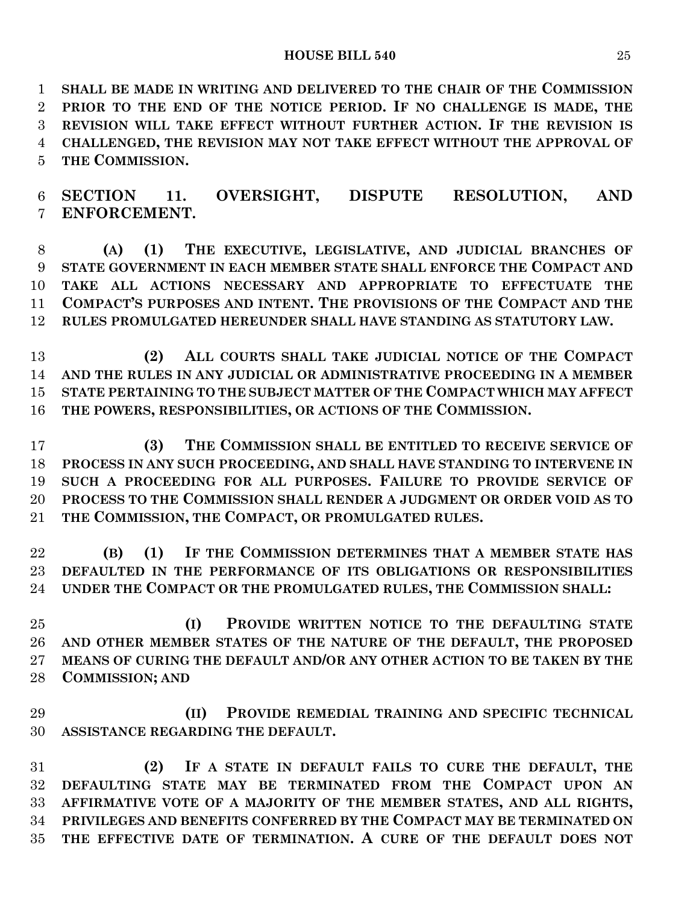**SHALL BE MADE IN WRITING AND DELIVERED TO THE CHAIR OF THE COMMISSION PRIOR TO THE END OF THE NOTICE PERIOD. IF NO CHALLENGE IS MADE, THE REVISION WILL TAKE EFFECT WITHOUT FURTHER ACTION. IF THE REVISION IS CHALLENGED, THE REVISION MAY NOT TAKE EFFECT WITHOUT THE APPROVAL OF THE COMMISSION.**

## SECTION 11. OVERSIGHT, DISPUTE RESOLUTION, AND ENFORCEMENT.

**(A) (1) THE EXECUTIVE, LEGISLATIVE, AND JUDICIAL BRANCHES OF STATE GOVERNMENT IN EACH MEMBER STATE SHALL ENFORCE THE COMPACT AND TAKE ALL ACTIONS NECESSARY AND APPROPRIATE TO EFFECTUATE THE COMPACT'S PURPOSES AND INTENT. THE PROVISIONS OF THE COMPACT AND THE RULES PROMULGATED HEREUNDER SHALL HAVE STANDING AS STATUTORY LAW.**

**(2) ALL COURTS SHALL TAKE JUDICIAL NOTICE OF THE COMPACT AND THE RULES IN ANY JUDICIAL OR ADMINISTRATIVE PROCEEDING IN A MEMBER STATE PERTAINING TO THE SUBJECT MATTER OF THE COMPACT WHICH MAY AFFECT THE POWERS, RESPONSIBILITIES, OR ACTIONS OF THE COMMISSION.**

**(3) THE COMMISSION SHALL BE ENTITLED TO RECEIVE SERVICE OF PROCESS IN ANY SUCH PROCEEDING, AND SHALL HAVE STANDING TO INTERVENE IN SUCH A PROCEEDING FOR ALL PURPOSES. FAILURE TO PROVIDE SERVICE OF PROCESS TO THE COMMISSION SHALL RENDER A JUDGMENT OR ORDER VOID AS TO THE COMMISSION, THE COMPACT, OR PROMULGATED RULES.**

**(B) (1) IF THE COMMISSION DETERMINES THAT A MEMBER STATE HAS DEFAULTED IN THE PERFORMANCE OF ITS OBLIGATIONS OR RESPONSIBILITIES UNDER THE COMPACT OR THE PROMULGATED RULES, THE COMMISSION SHALL:**

**(I) PROVIDE WRITTEN NOTICE TO THE DEFAULTING STATE AND OTHER MEMBER STATES OF THE NATURE OF THE DEFAULT, THE PROPOSED MEANS OF CURING THE DEFAULT AND/OR ANY OTHER ACTION TO BE TAKEN BY THE COMMISSION; AND**

**(II) PROVIDE REMEDIAL TRAINING AND SPECIFIC TECHNICAL ASSISTANCE REGARDING THE DEFAULT.**

**(2) IF A STATE IN DEFAULT FAILS TO CURE THE DEFAULT, THE DEFAULTING STATE MAY BE TERMINATED FROM THE COMPACT UPON AN AFFIRMATIVE VOTE OF A MAJORITY OF THE MEMBER STATES, AND ALL RIGHTS, PRIVILEGES AND BENEFITS CONFERRED BY THE COMPACT MAY BE TERMINATED ON THE EFFECTIVE DATE OF TERMINATION. A CURE OF THE DEFAULT DOES NOT**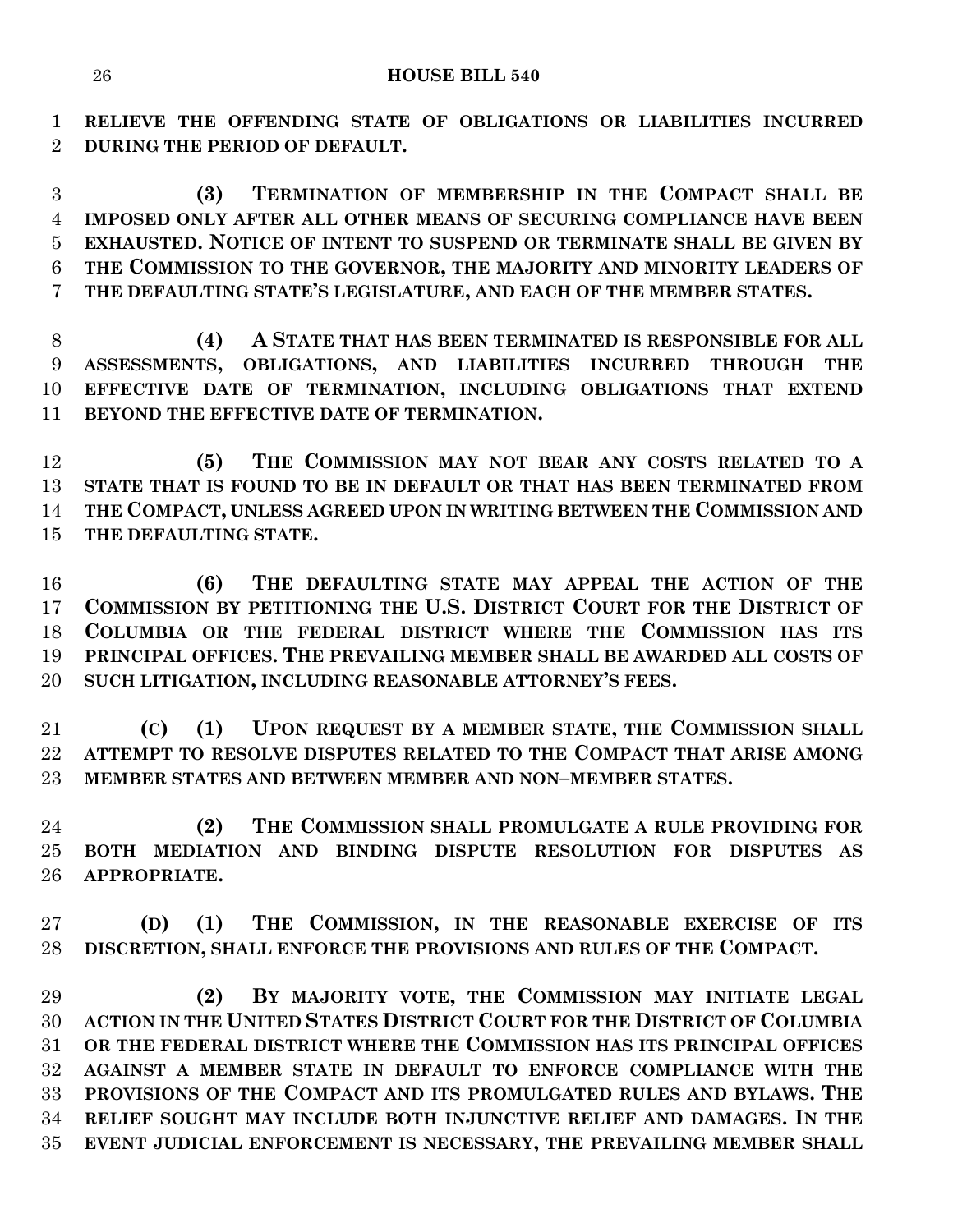**RELIEVE THE OFFENDING STATE OF OBLIGATIONS OR LIABILITIES INCURRED DURING THE PERIOD OF DEFAULT.**

**(3) TERMINATION OF MEMBERSHIP IN THE COMPACT SHALL BE IMPOSED ONLY AFTER ALL OTHER MEANS OF SECURING COMPLIANCE HAVE BEEN EXHAUSTED. NOTICE OF INTENT TO SUSPEND OR TERMINATE SHALL BE GIVEN BY THE COMMISSION TO THE GOVERNOR, THE MAJORITY AND MINORITY LEADERS OF THE DEFAULTING STATE'S LEGISLATURE, AND EACH OF THE MEMBER STATES.**

**(4) A STATE THAT HAS BEEN TERMINATED IS RESPONSIBLE FOR ALL ASSESSMENTS, OBLIGATIONS, AND LIABILITIES INCURRED THROUGH THE EFFECTIVE DATE OF TERMINATION, INCLUDING OBLIGATIONS THAT EXTEND BEYOND THE EFFECTIVE DATE OF TERMINATION.**

**(5) THE COMMISSION MAY NOT BEAR ANY COSTS RELATED TO A STATE THAT IS FOUND TO BE IN DEFAULT OR THAT HAS BEEN TERMINATED FROM THE COMPACT, UNLESS AGREED UPON IN WRITING BETWEEN THE COMMISSION AND THE DEFAULTING STATE.**

**(6) THE DEFAULTING STATE MAY APPEAL THE ACTION OF THE COMMISSION BY PETITIONING THE U.S. DISTRICT COURT FOR THE DISTRICT OF COLUMBIA OR THE FEDERAL DISTRICT WHERE THE COMMISSION HAS ITS PRINCIPAL OFFICES. THE PREVAILING MEMBER SHALL BE AWARDED ALL COSTS OF SUCH LITIGATION, INCLUDING REASONABLE ATTORNEY'S FEES.**

**(C) (1) UPON REQUEST BY A MEMBER STATE, THE COMMISSION SHALL ATTEMPT TO RESOLVE DISPUTES RELATED TO THE COMPACT THAT ARISE AMONG MEMBER STATES AND BETWEEN MEMBER AND NON–MEMBER STATES.**

**(2) THE COMMISSION SHALL PROMULGATE A RULE PROVIDING FOR BOTH MEDIATION AND BINDING DISPUTE RESOLUTION FOR DISPUTES AS APPROPRIATE.**

**(D) (1) THE COMMISSION, IN THE REASONABLE EXERCISE OF ITS DISCRETION, SHALL ENFORCE THE PROVISIONS AND RULES OF THE COMPACT.**

**(2) BY MAJORITY VOTE, THE COMMISSION MAY INITIATE LEGAL ACTION IN THE UNITED STATES DISTRICT COURT FOR THE DISTRICT OF COLUMBIA OR THE FEDERAL DISTRICT WHERE THE COMMISSION HAS ITS PRINCIPAL OFFICES AGAINST A MEMBER STATE IN DEFAULT TO ENFORCE COMPLIANCE WITH THE PROVISIONS OF THE COMPACT AND ITS PROMULGATED RULES AND BYLAWS. THE RELIEF SOUGHT MAY INCLUDE BOTH INJUNCTIVE RELIEF AND DAMAGES. IN THE EVENT JUDICIAL ENFORCEMENT IS NECESSARY, THE PREVAILING MEMBER SHALL**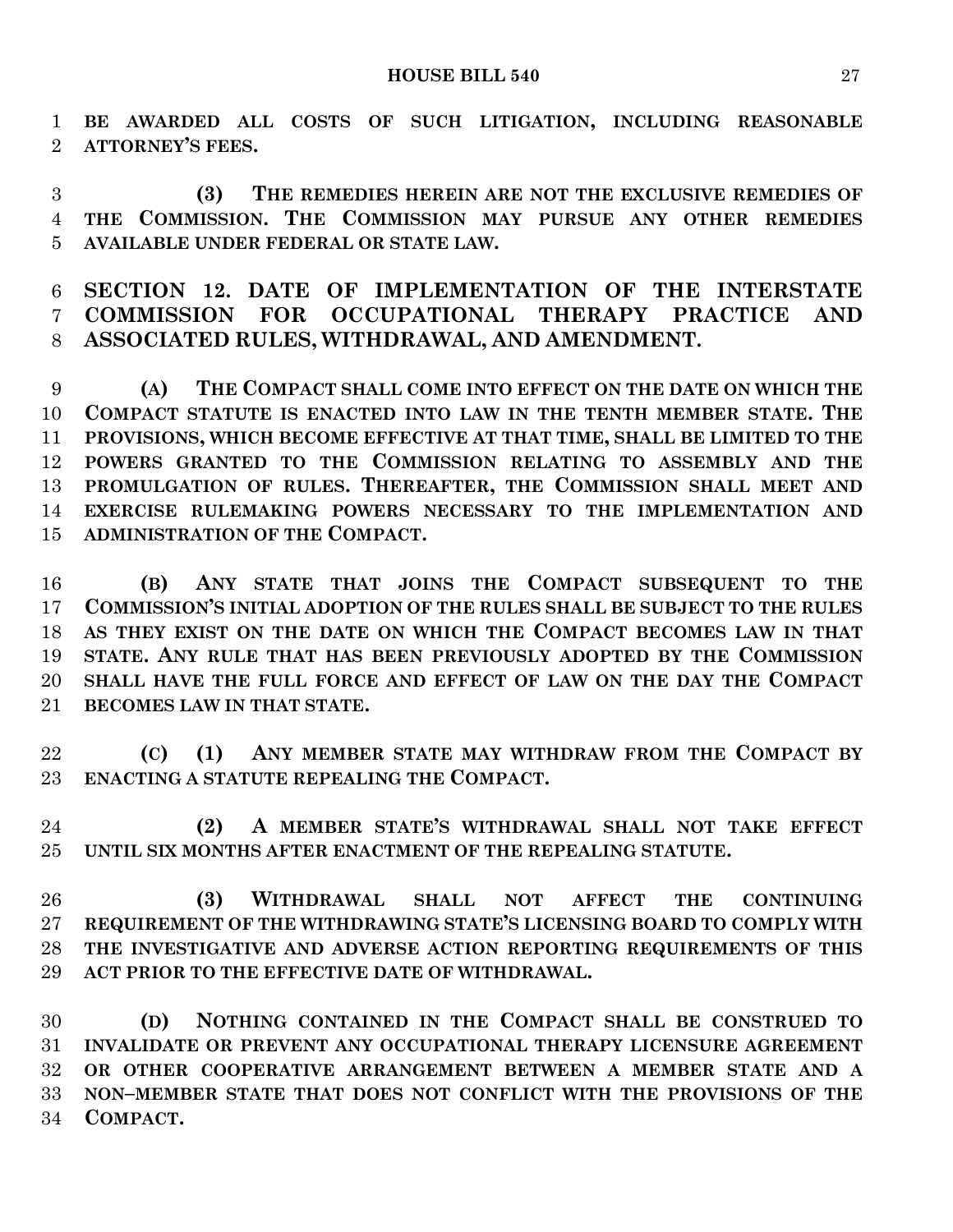**BE AWARDED ALL COSTS OF SUCH LITIGATION, INCLUDING REASONABLE ATTORNEY'S FEES.**

**(3) THE REMEDIES HEREIN ARE NOT THE EXCLUSIVE REMEDIES OF THE COMMISSION. THE COMMISSION MAY PURSUE ANY OTHER REMEDIES AVAILABLE UNDER FEDERAL OR STATE LAW.**

## SECTION 12. DATE OF IMPLEMENTATION OF THE INTERSTATE COMMISSION FOR OCCUPATIONAL THERAPY PRACTICE AND ASSOCIATED RULES, WITHDRAWAL, AND AMENDMENT.

**(A) THE COMPACT SHALL COME INTO EFFECT ON THE DATE ON WHICH THE COMPACT STATUTE IS ENACTED INTO LAW IN THE TENTH MEMBER STATE. THE PROVISIONS, WHICH BECOME EFFECTIVE AT THAT TIME, SHALL BE LIMITED TO THE POWERS GRANTED TO THE COMMISSION RELATING TO ASSEMBLY AND THE PROMULGATION OF RULES. THEREAFTER, THE COMMISSION SHALL MEET AND EXERCISE RULEMAKING POWERS NECESSARY TO THE IMPLEMENTATION AND ADMINISTRATION OF THE COMPACT.**

**(B) ANY STATE THAT JOINS THE COMPACT SUBSEQUENT TO THE COMMISSION'S INITIAL ADOPTION OF THE RULES SHALL BE SUBJECT TO THE RULES AS THEY EXIST ON THE DATE ON WHICH THE COMPACT BECOMES LAW IN THAT STATE. ANY RULE THAT HAS BEEN PREVIOUSLY ADOPTED BY THE COMMISSION SHALL HAVE THE FULL FORCE AND EFFECT OF LAW ON THE DAY THE COMPACT BECOMES LAW IN THAT STATE.**

**(C) (1) ANY MEMBER STATE MAY WITHDRAW FROM THE COMPACT BY ENACTING A STATUTE REPEALING THE COMPACT.**

**(2) A MEMBER STATE'S WITHDRAWAL SHALL NOT TAKE EFFECT UNTIL SIX MONTHS AFTER ENACTMENT OF THE REPEALING STATUTE.**

**(3) WITHDRAWAL SHALL NOT AFFECT THE CONTINUING REQUIREMENT OF THE WITHDRAWING STATE'S LICENSING BOARD TO COMPLY WITH THE INVESTIGATIVE AND ADVERSE ACTION REPORTING REQUIREMENTS OF THIS ACT PRIOR TO THE EFFECTIVE DATE OF WITHDRAWAL.**

**(D) NOTHING CONTAINED IN THE COMPACT SHALL BE CONSTRUED TO INVALIDATE OR PREVENT ANY OCCUPATIONAL THERAPY LICENSURE AGREEMENT OR OTHER COOPERATIVE ARRANGEMENT BETWEEN A MEMBER STATE AND A NON–MEMBER STATE THAT DOES NOT CONFLICT WITH THE PROVISIONS OF THE COMPACT.**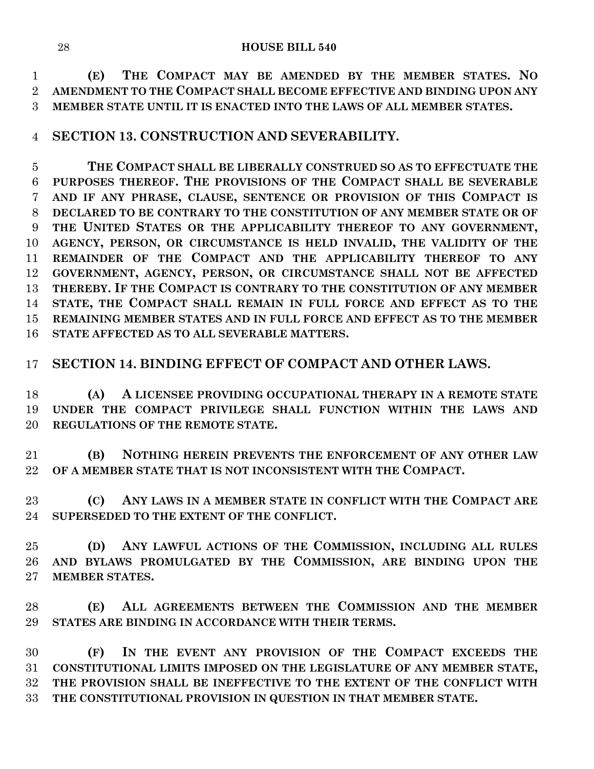**(E) THE COMPACT MAY BE AMENDED BY THE MEMBER STATES. NO AMENDMENT TO THE COMPACT SHALL BECOME EFFECTIVE AND BINDING UPON ANY MEMBER STATE UNTIL IT IS ENACTED INTO THE LAWS OF ALL MEMBER STATES.**

## SECTION 13. CONSTRUCTION AND SEVERABILITY.

**THE COMPACT SHALL BE LIBERALLY CONSTRUED SO AS TO EFFECTUATE THE PURPOSES THEREOF. THE PROVISIONS OF THE COMPACT SHALL BE SEVERABLE AND IF ANY PHRASE, CLAUSE, SENTENCE OR PROVISION OF THIS COMPACT IS DECLARED TO BE CONTRARY TO THE CONSTITUTION OF ANY MEMBER STATE OR OF THE UNITED STATES OR THE APPLICABILITY THEREOF TO ANY GOVERNMENT, AGENCY, PERSON, OR CIRCUMSTANCE IS HELD INVALID, THE VALIDITY OF THE REMAINDER OF THE COMPACT AND THE APPLICABILITY THEREOF TO ANY GOVERNMENT, AGENCY, PERSON, OR CIRCUMSTANCE SHALL NOT BE AFFECTED THEREBY. IF THE COMPACT IS CONTRARY TO THE CONSTITUTION OF ANY MEMBER STATE, THE COMPACT SHALL REMAIN IN FULL FORCE AND EFFECT AS TO THE REMAINING MEMBER STATES AND IN FULL FORCE AND EFFECT AS TO THE MEMBER STATE AFFECTED AS TO ALL SEVERABLE MATTERS.**

## SECTION 14. BINDING EFFECT OF COMPACT AND OTHER LAWS.

**(A) A LICENSEE PROVIDING OCCUPATIONAL THERAPY IN A REMOTE STATE UNDER THE COMPACT PRIVILEGE SHALL FUNCTION WITHIN THE LAWS AND REGULATIONS OF THE REMOTE STATE.**

**(B) NOTHING HEREIN PREVENTS THE ENFORCEMENT OF ANY OTHER LAW OF A MEMBER STATE THAT IS NOT INCONSISTENT WITH THE COMPACT.**

**(C) ANY LAWS IN A MEMBER STATE IN CONFLICT WITH THE COMPACT ARE SUPERSEDED TO THE EXTENT OF THE CONFLICT.**

**(D) ANY LAWFUL ACTIONS OF THE COMMISSION, INCLUDING ALL RULES AND BYLAWS PROMULGATED BY THE COMMISSION, ARE BINDING UPON THE MEMBER STATES.**

**(E) ALL AGREEMENTS BETWEEN THE COMMISSION AND THE MEMBER STATES ARE BINDING IN ACCORDANCE WITH THEIR TERMS.**

**(F) IN THE EVENT ANY PROVISION OF THE COMPACT EXCEEDS THE CONSTITUTIONAL LIMITS IMPOSED ON THE LEGISLATURE OF ANY MEMBER STATE, THE PROVISION SHALL BE INEFFECTIVE TO THE EXTENT OF THE CONFLICT WITH THE CONSTITUTIONAL PROVISION IN QUESTION IN THAT MEMBER STATE.**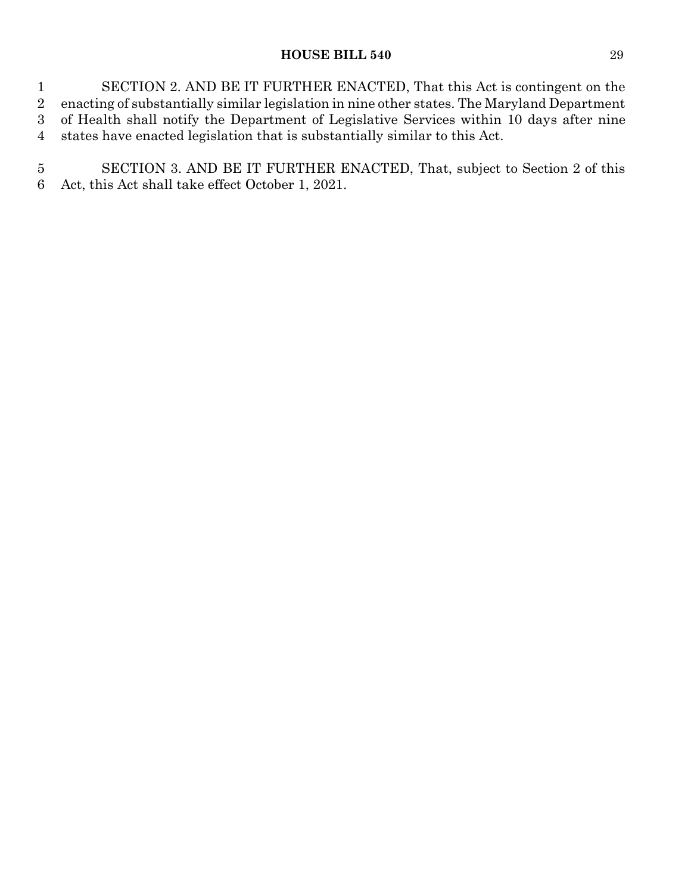SECTION 2. AND BE IT FURTHER ENACTED, That this Act is contingent on the enacting of substantially similar legislation in nine other states. The Maryland Department of Health shall notify the Department of Legislative Services within 10 days after nine states have enacted legislation that is substantially similar to this Act.

SECTION 3. AND BE IT FURTHER ENACTED, That, subject to Section 2 of this Act, this Act shall take effect October 1, 2021.